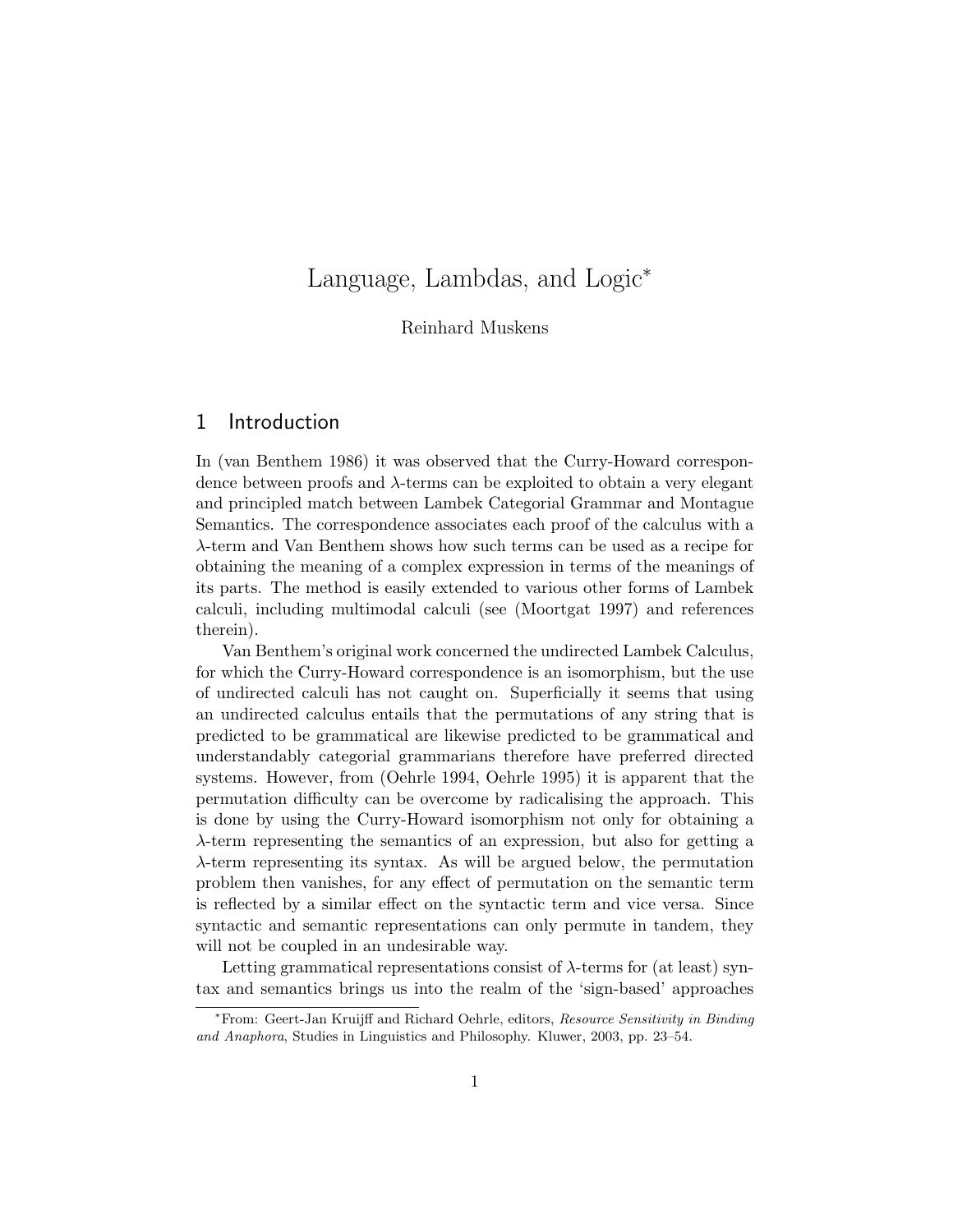# Language, Lambdas, and Logic*

Reinhard Muskens

## 1 Introduction

In (van Benthem 1986) it was observed that the Curry-Howard correspondence between proofs and $\lambda$-terms can be exploited to obtain a very elegant and principled match between Lambek Categorial Grammar and Montague Semantics. The correspondence associates each proof of the calculus with a $\lambda$-term and Van Benthem shows how such terms can be used as a recipe for obtaining the meaning of a complex expression in terms of the meanings of its parts. The method is easily extended to various other forms of Lambek calculi, including multimodal calculi (see (Moortgat 1997) and references therein).

Van Benthem's original work concerned the undirected Lambek Calculus, for which the Curry-Howard correspondence is an isomorphism, but the use of undirected calculi has not caught on. Superficially it seems that using an undirected calculus entails that the permutations of any string that is predicted to be grammatical are likewise predicted to be grammatical and understandably categorial grammarians therefore have preferred directed systems. However, from (Oehrle 1994, Oehrle 1995) it is apparent that the permutation difficulty can be overcome by radicalising the approach. This is done by using the Curry-Howard isomorphism not only for obtaining a $\lambda$-term representing the semantics of an expression, but also for getting a $\lambda$-term representing its syntax. As will be argued below, the permutation problem then vanishes, for any effect of permutation on the semantic term is reflected by a similar effect on the syntactic term and vice versa. Since syntactic and semantic representations can only permute in tandem, they will not be coupled in an undesirable way.

Letting grammatical representations consist of $\lambda$-terms for (at least) syntax and semantics brings us into the realm of the 'sign-based' approaches

*From: Geert-Jan Kruijff and Richard Oehrle, editors, *Resource Sensitivity in Binding and Anaphora*, Studies in Linguistics and Philosophy. Kluwer, 2003, pp. 23–54.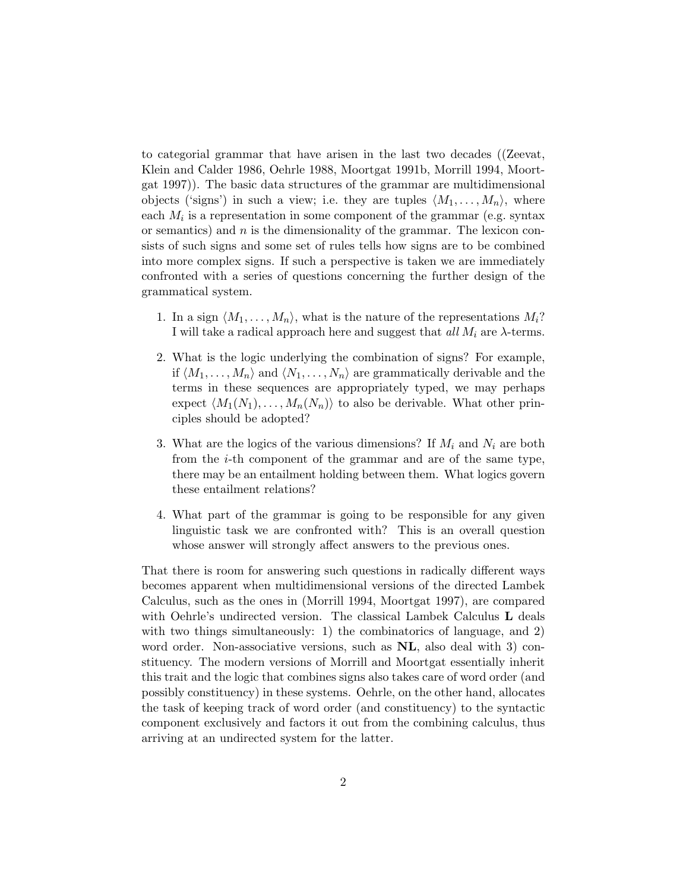to categorial grammar that have arisen in the last two decades ((Zeevat, Klein and Calder 1986, Oehrle 1988, Moortgat 1991b, Morrill 1994, Moortgat 1997)). The basic data structures of the grammar are multidimensional objects ('signs') in such a view; i.e. they are tuples $\langle M_1, \ldots, M_n \rangle$, where each $M_i$ is a representation in some component of the grammar (e.g. syntax or semantics) and $n$ is the dimensionality of the grammar. The lexicon consists of such signs and some set of rules tells how signs are to be combined into more complex signs. If such a perspective is taken we are immediately confronted with a series of questions concerning the further design of the grammatical system.

1. In a sign $\langle M_1, \ldots, M_n \rangle$, what is the nature of the representations $M_i$? I will take a radical approach here and suggest that *all* $M_i$ are $\lambda$-terms.
2. What is the logic underlying the combination of signs? For example, if $\langle M_1, \ldots, M_n \rangle$ and $\langle N_1, \ldots, N_n \rangle$ are grammatically derivable and the terms in these sequences are appropriately typed, we may perhaps expect $\langle M_1(N_1), \ldots, M_n(N_n) \rangle$ to also be derivable. What other principles should be adopted?
3. What are the logics of the various dimensions? If $M_i$ and $N_i$ are both from the $i$-th component of the grammar and are of the same type, there may be an entailment holding between them. What logics govern these entailment relations?
4. What part of the grammar is going to be responsible for any given linguistic task we are confronted with? This is an overall question whose answer will strongly affect answers to the previous ones.

That there is room for answering such questions in radically different ways becomes apparent when multidimensional versions of the directed Lambek Calculus, such as the ones in (Morrill 1994, Moortgat 1997), are compared with Oehrle's undirected version. The classical Lambek Calculus **L** deals with two things simultaneously: 1) the combinatorics of language, and 2) word order. Non-associative versions, such as **NL**, also deal with 3) constituency. The modern versions of Morrill and Moortgat essentially inherit this trait and the logic that combines signs also takes care of word order (and possibly constituency) in these systems. Oehrle, on the other hand, allocates the task of keeping track of word order (and constituency) to the syntactic component exclusively and factors it out from the combining calculus, thus arriving at an undirected system for the latter.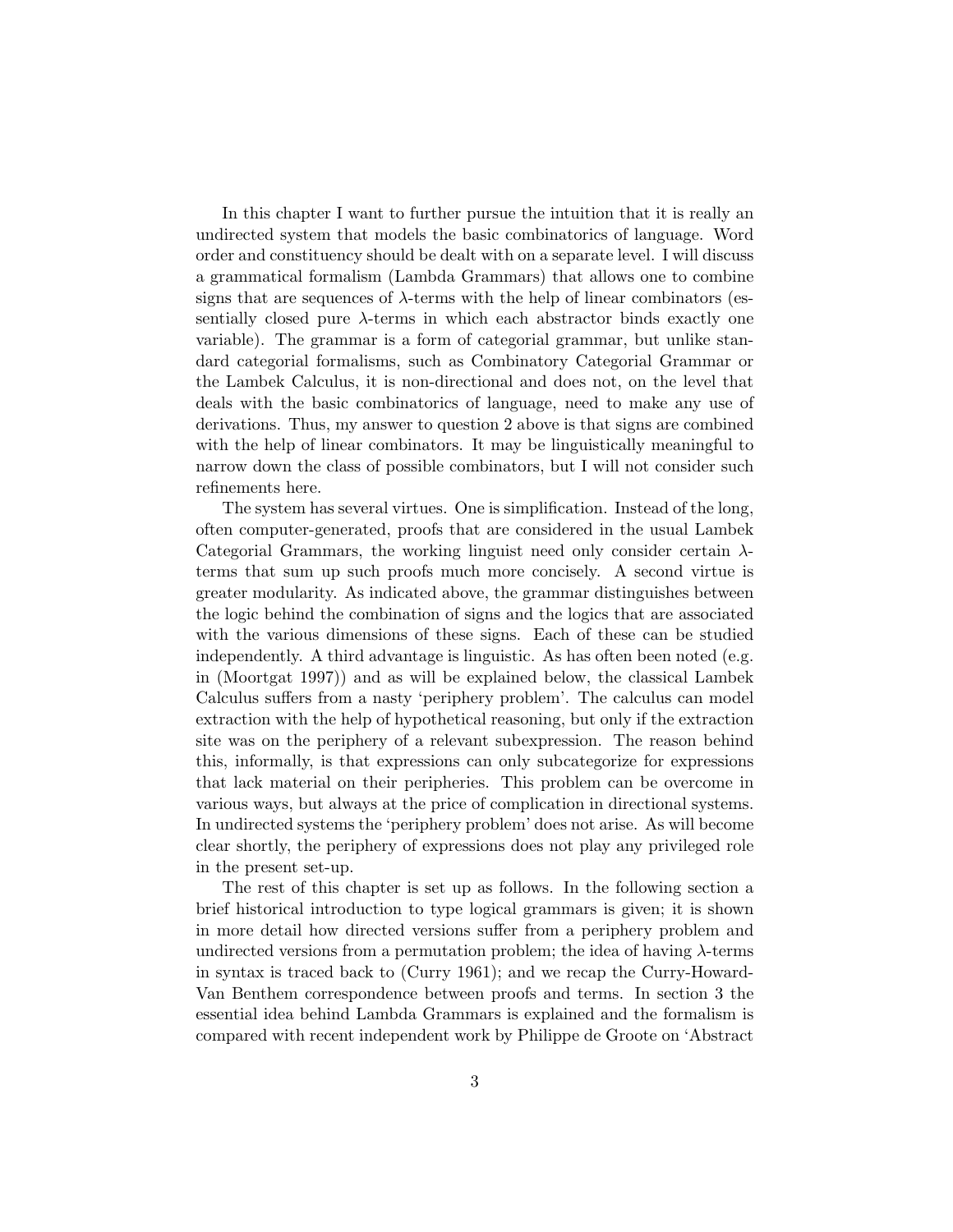In this chapter I want to further pursue the intuition that it is really an undirected system that models the basic combinatorics of language. Word order and constituency should be dealt with on a separate level. I will discuss a grammatical formalism (Lambda Grammars) that allows one to combine signs that are sequences of $\lambda$-terms with the help of linear combinators (essentially closed pure $\lambda$-terms in which each abstractor binds exactly one variable). The grammar is a form of categorial grammar, but unlike standard categorial formalisms, such as Combinatory Categorial Grammar or the Lambek Calculus, it is non-directional and does not, on the level that deals with the basic combinatorics of language, need to make any use of derivations. Thus, my answer to question 2 above is that signs are combined with the help of linear combinators. It may be linguistically meaningful to narrow down the class of possible combinators, but I will not consider such refinements here.

The system has several virtues. One is simplification. Instead of the long, often computer-generated, proofs that are considered in the usual Lambek Categorial Grammars, the working linguist need only consider certain $\lambda$-terms that sum up such proofs much more concisely. A second virtue is greater modularity. As indicated above, the grammar distinguishes between the logic behind the combination of signs and the logics that are associated with the various dimensions of these signs. Each of these can be studied independently. A third advantage is linguistic. As has often been noted (e.g. in (Moortgat 1997)) and as will be explained below, the classical Lambek Calculus suffers from a nasty 'periphery problem'. The calculus can model extraction with the help of hypothetical reasoning, but only if the extraction site was on the periphery of a relevant subexpression. The reason behind this, informally, is that expressions can only subcategorize for expressions that lack material on their peripheries. This problem can be overcome in various ways, but always at the price of complication in directional systems. In undirected systems the 'periphery problem' does not arise. As will become clear shortly, the periphery of expressions does not play any privileged role in the present set-up.

The rest of this chapter is set up as follows. In the following section a brief historical introduction to type logical grammars is given; it is shown in more detail how directed versions suffer from a periphery problem and undirected versions from a permutation problem; the idea of having $\lambda$-terms in syntax is traced back to (Curry 1961); and we recap the Curry-Howard-Van Benthem correspondence between proofs and terms. In section 3 the essential idea behind Lambda Grammars is explained and the formalism is compared with recent independent work by Philippe de Groote on 'Abstract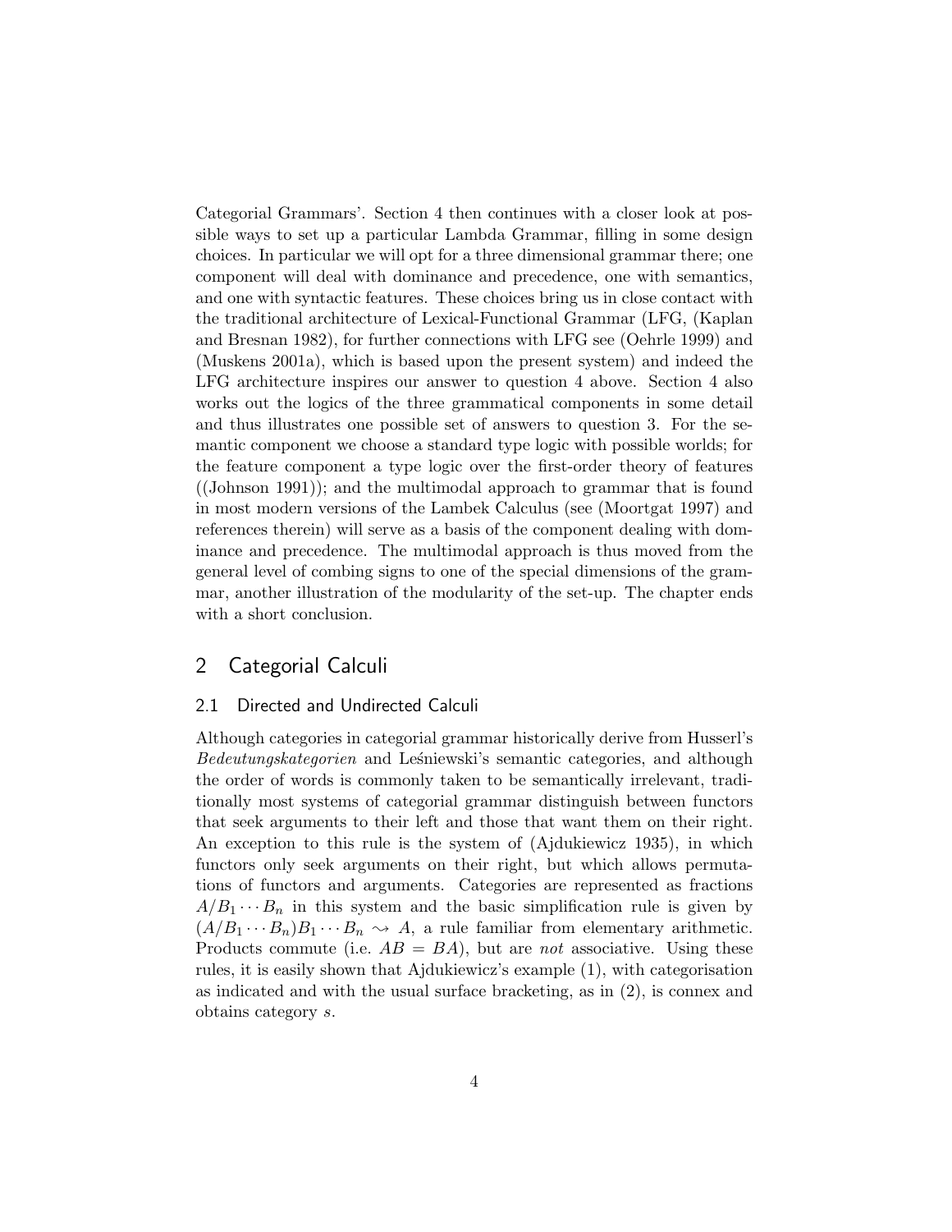Categorial Grammars'. Section 4 then continues with a closer look at possible ways to set up a particular Lambda Grammar, filling in some design choices. In particular we will opt for a three dimensional grammar there; one component will deal with dominance and precedence, one with semantics, and one with syntactic features. These choices bring us in close contact with the traditional architecture of Lexical-Functional Grammar (LFG, (Kaplan and Bresnan 1982), for further connections with LFG see (Oehrle 1999) and (Muskens 2001a), which is based upon the present system) and indeed the LFG architecture inspires our answer to question 4 above. Section 4 also works out the logics of the three grammatical components in some detail and thus illustrates one possible set of answers to question 3. For the semantic component we choose a standard type logic with possible worlds; for the feature component a type logic over the first-order theory of features ((Johnson 1991)); and the multimodal approach to grammar that is found in most modern versions of the Lambek Calculus (see (Moortgat 1997) and references therein) will serve as a basis of the component dealing with dominance and precedence. The multimodal approach is thus moved from the general level of combing signs to one of the special dimensions of the grammar, another illustration of the modularity of the set-up. The chapter ends with a short conclusion.

## 2 Categorial Calculi

### 2.1 Directed and Undirected Calculi

Although categories in categorial grammar historically derive from Husserl's *Bedeutungskategorien* and Leśniewski's semantic categories, and although the order of words is commonly taken to be semantically irrelevant, traditionally most systems of categorial grammar distinguish between functors that seek arguments to their left and those that want them on their right. An exception to this rule is the system of (Ajdukiewicz 1935), in which functors only seek arguments on their right, but which allows permutations of functors and arguments. Categories are represented as fractions $A/B_1 \cdots B_n$ in this system and the basic simplification rule is given by $(A/B_1 \cdots B_n)B_1 \cdots B_n \rightsquigarrow A$, a rule familiar from elementary arithmetic. Products commute (i.e. $AB = BA$), but are *not* associative. Using these rules, it is easily shown that Ajdukiewicz's example (1), with categorisation as indicated and with the usual surface bracketing, as in (2), is connex and obtains category $s$.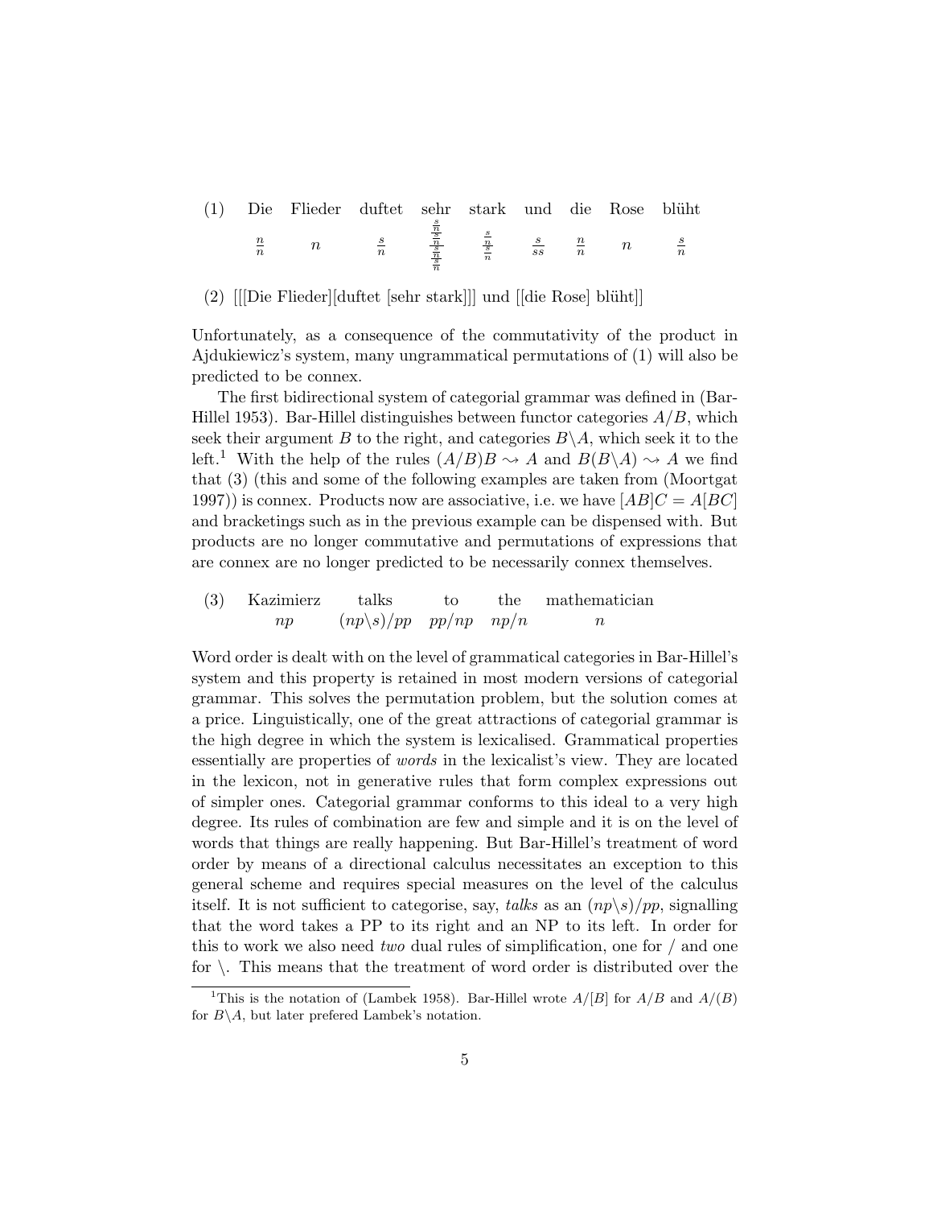(1)

| Die | Flieder | duftet | sehr | stark | und | die | Rose | blüht |
|---|---|---|---|---|---|---|---|---|
| $\frac{n}{n}$ | $n$ | $\frac{s}{n}$ | $\frac{\frac{\frac{s}{n}}{\frac{s}{n}}}{\frac{\frac{s}{n}}{\frac{s}{n}}}$ | $\frac{\frac{s}{n}}{\frac{s}{n}}$ | $\frac{s}{ss}$ | $\frac{n}{n}$ | $n$ | $\frac{s}{n}$ |

(2) [[[Die Flieder][duftet [sehr stark]]] und [[die Rose] blüht]]

Unfortunately, as a consequence of the commutativity of the product in Ajdukiewicz's system, many ungrammatical permutations of (1) will also be predicted to be connex.

The first bidirectional system of categorial grammar was defined in (Bar-Hillel 1953). Bar-Hillel distinguishes between functor categories $A/B$, which seek their argument $B$ to the right, and categories $B\backslash A$, which seek it to the left.[1] With the help of the rules $(A/B)B \rightsquigarrow A$ and $B(B\backslash A) \rightsquigarrow A$ we find that (3) (this and some of the following examples are taken from (Moortgat 1997)) is connex. Products now are associative, i.e. we have $[AB]C = A[BC]$ and bracketings such as in the previous example can be dispensed with. But products are no longer commutative and permutations of expressions that are connex are no longer predicted to be necessarily connex themselves.

(3)

| Kazimierz | talks | to | the | mathematician |
|---|---|---|---|---|
| $np$ | $(np\backslash s)/pp$ | $pp/np$ | $np/n$ | $n$ |

Word order is dealt with on the level of grammatical categories in Bar-Hillel's system and this property is retained in most modern versions of categorial grammar. This solves the permutation problem, but the solution comes at a price. Linguistically, one of the great attractions of categorial grammar is the high degree in which the system is lexicalised. Grammatical properties essentially are properties of *words* in the lexicalist's view. They are located in the lexicon, not in generative rules that form complex expressions out of simpler ones. Categorial grammar conforms to this ideal to a very high degree. Its rules of combination are few and simple and it is on the level of words that things are really happening. But Bar-Hillel's treatment of word order by means of a directional calculus necessitates an exception to this general scheme and requires special measures on the level of the calculus itself. It is not sufficient to categorise, say, *talks* as an $(np\backslash s)/pp$, signalling that the word takes a PP to its right and an NP to its left. In order for this to work we also need *two* dual rules of simplification, one for / and one for \. This means that the treatment of word order is distributed over the

[1] This is the notation of (Lambek 1958). Bar-Hillel wrote $A/[B]$ for $A/B$ and $A/(B)$ for $B\backslash A$, but later prefered Lambek's notation.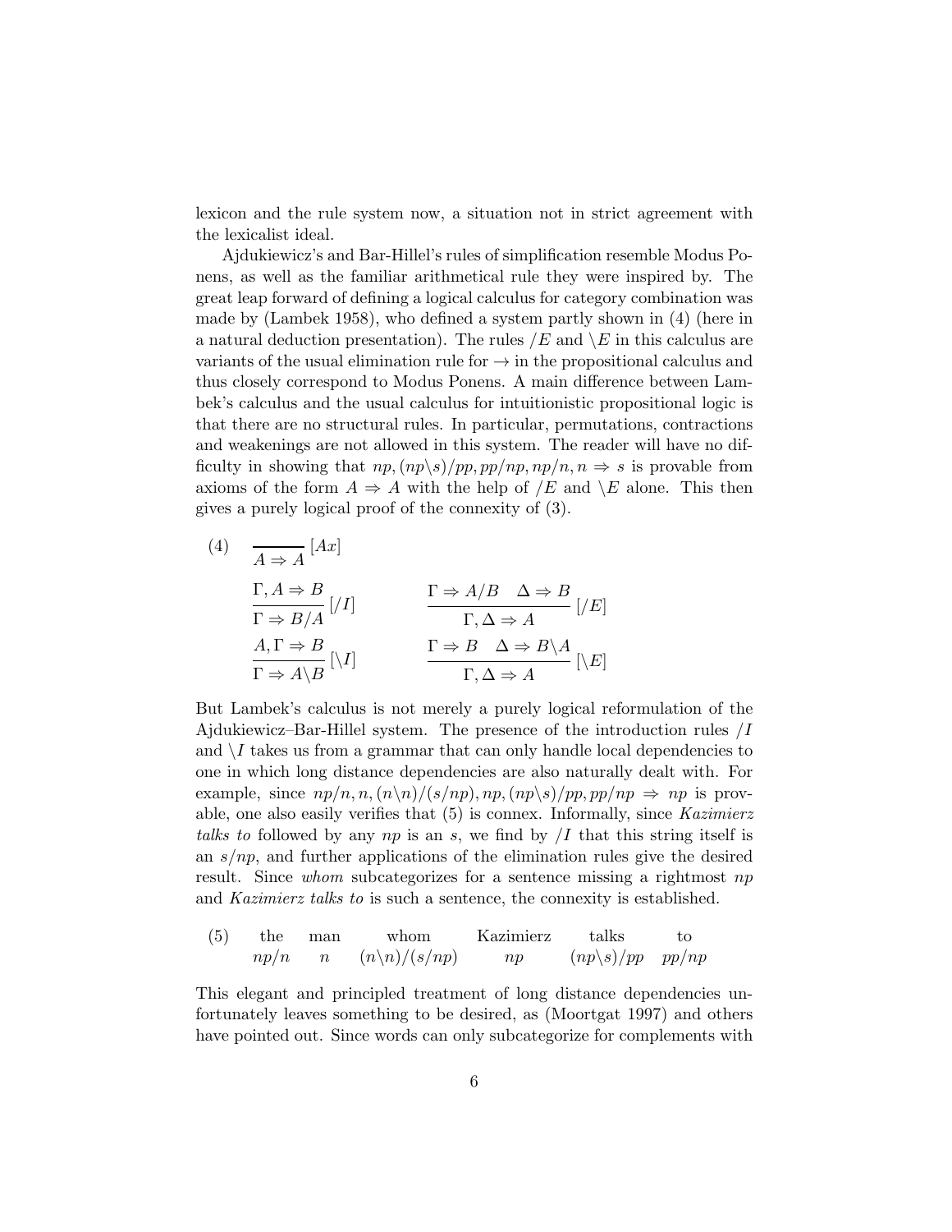lexicon and the rule system now, a situation not in strict agreement with the lexicalist ideal.

Ajdukiewicz's and Bar-Hillel's rules of simplification resemble Modus Ponens, as well as the familiar arithmetical rule they were inspired by. The great leap forward of defining a logical calculus for category combination was made by (Lambek 1958), who defined a system partly shown in (4) (here in a natural deduction presentation). The rules $/E$ and $\backslash E$ in this calculus are variants of the usual elimination rule for $\rightarrow$ in the propositional calculus and thus closely correspond to Modus Ponens. A main difference between Lambek's calculus and the usual calculus for intuitionistic propositional logic is that there are no structural rules. In particular, permutations, contractions and weakenings are not allowed in this system. The reader will have no difficulty in showing that $np, (np\backslash s)/pp, pp/np, np/n, n \Rightarrow s$ is provable from axioms of the form $A \Rightarrow A$ with the help of $/E$ and $\backslash E$ alone. This then gives a purely logical proof of the connexity of (3).

(4)

$$\frac{}{A \Rightarrow A}\,[Ax]$$

$$\frac{\Gamma, A \Rightarrow B}{\Gamma \Rightarrow B/A}\,[/I] \qquad\qquad \frac{\Gamma \Rightarrow A/B \quad \Delta \Rightarrow B}{\Gamma, \Delta \Rightarrow A}\,[/E]$$

$$\frac{A, \Gamma \Rightarrow B}{\Gamma \Rightarrow A\backslash B}\,[\backslash I] \qquad\qquad \frac{\Gamma \Rightarrow B \quad \Delta \Rightarrow B\backslash A}{\Gamma, \Delta \Rightarrow A}\,[\backslash E]$$

But Lambek's calculus is not merely a purely logical reformulation of the Ajdukiewicz–Bar-Hillel system. The presence of the introduction rules $/I$ and $\backslash I$ takes us from a grammar that can only handle local dependencies to one in which long distance dependencies are also naturally dealt with. For example, since $np/n, n, (n\backslash n)/(s/np), np, (np\backslash s)/pp, pp/np \Rightarrow np$ is provable, one also easily verifies that (5) is connex. Informally, since *Kazimierz talks to* followed by any $np$ is an $s$, we find by $/I$ that this string itself is an $s/np$, and further applications of the elimination rules give the desired result. Since *whom* subcategorizes for a sentence missing a rightmost $np$ and *Kazimierz talks to* is such a sentence, the connexity is established.

(5)

| the | man | whom | Kazimierz | talks | to |
|---|---|---|---|---|---|
| $np/n$ | $n$ | $(n\backslash n)/(s/np)$ | $np$ | $(np\backslash s)/pp$ | $pp/np$ |

This elegant and principled treatment of long distance dependencies unfortunately leaves something to be desired, as (Moortgat 1997) and others have pointed out. Since words can only subcategorize for complements with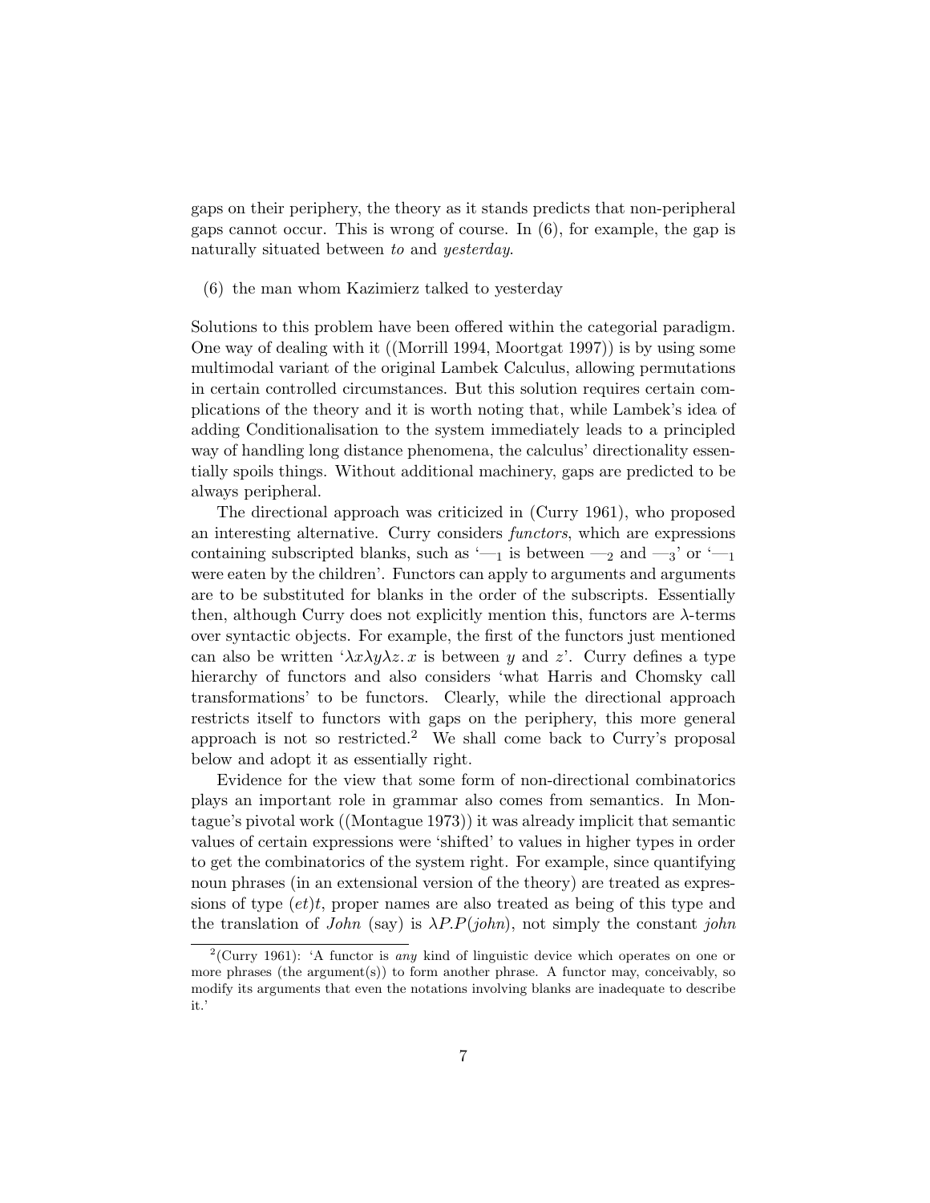gaps on their periphery, the theory as it stands predicts that non-peripheral gaps cannot occur. This is wrong of course. In (6), for example, the gap is naturally situated between *to* and *yesterday*.

(6) the man whom Kazimierz talked to yesterday

Solutions to this problem have been offered within the categorial paradigm. One way of dealing with it ((Morrill 1994, Moortgat 1997)) is by using some multimodal variant of the original Lambek Calculus, allowing permutations in certain controlled circumstances. But this solution requires certain complications of the theory and it is worth noting that, while Lambek's idea of adding Conditionalisation to the system immediately leads to a principled way of handling long distance phenomena, the calculus' directionality essentially spoils things. Without additional machinery, gaps are predicted to be always peripheral.

The directional approach was criticized in (Curry 1961), who proposed an interesting alternative. Curry considers *functors*, which are expressions containing subscripted blanks, such as '$—_1$ is between $—_2$ and $—_3$' or '$—_1$ were eaten by the children'. Functors can apply to arguments and arguments are to be substituted for blanks in the order of the subscripts. Essentially then, although Curry does not explicitly mention this, functors are $\lambda$-terms over syntactic objects. For example, the first of the functors just mentioned can also be written '$\lambda x \lambda y \lambda z.\, x$ is between $y$ and $z$'. Curry defines a type hierarchy of functors and also considers 'what Harris and Chomsky call transformations' to be functors. Clearly, while the directional approach restricts itself to functors with gaps on the periphery, this more general approach is not so restricted.[2] We shall come back to Curry's proposal below and adopt it as essentially right.

Evidence for the view that some form of non-directional combinatorics plays an important role in grammar also comes from semantics. In Montague's pivotal work ((Montague 1973)) it was already implicit that semantic values of certain expressions were 'shifted' to values in higher types in order to get the combinatorics of the system right. For example, since quantifying noun phrases (in an extensional version of the theory) are treated as expressions of type $(et)t$, proper names are also treated as being of this type and the translation of *John* (say) is $\lambda P.P(john)$, not simply the constant *john*

[2](Curry 1961): 'A functor is *any* kind of linguistic device which operates on one or more phrases (the argument(s)) to form another phrase. A functor may, conceivably, so modify its arguments that even the notations involving blanks are inadequate to describe it.'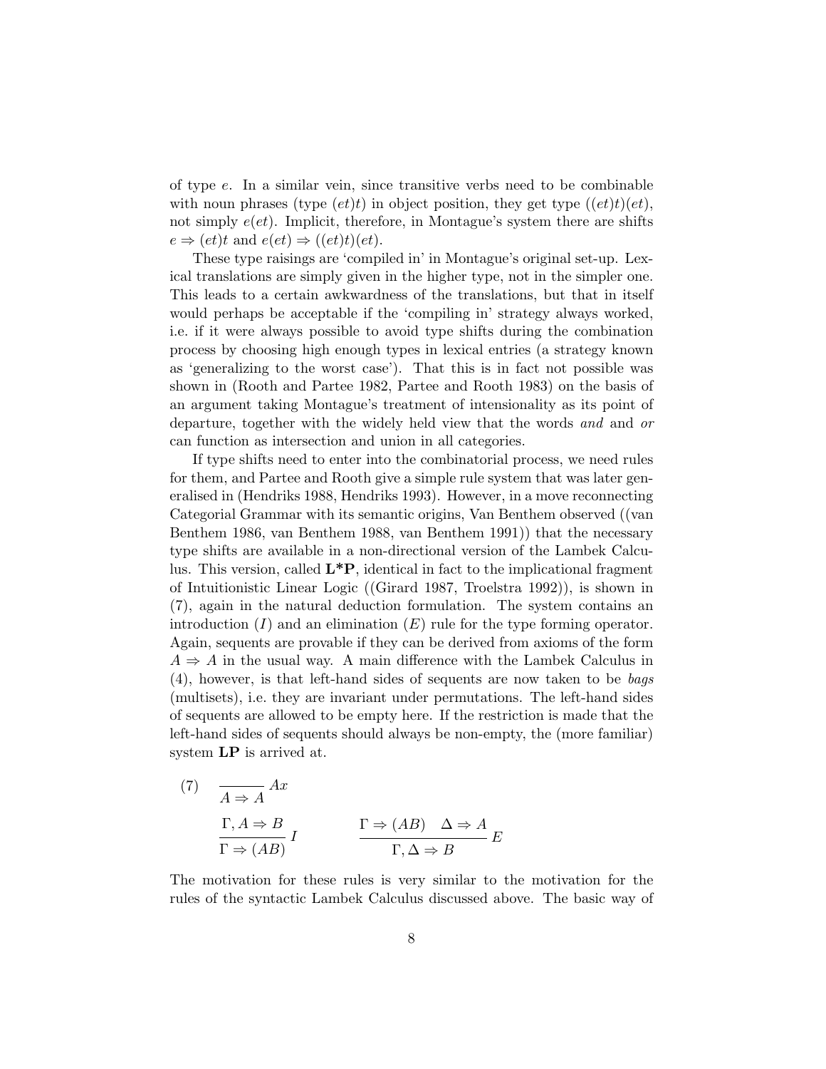of type $e$. In a similar vein, since transitive verbs need to be combinable with noun phrases (type $(et)t$) in object position, they get type $((et)t)(et)$, not simply $e(et)$. Implicit, therefore, in Montague's system there are shifts $e \Rightarrow (et)t$ and $e(et) \Rightarrow ((et)t)(et)$.

These type raisings are 'compiled in' in Montague's original set-up. Lexical translations are simply given in the higher type, not in the simpler one. This leads to a certain awkwardness of the translations, but that in itself would perhaps be acceptable if the 'compiling in' strategy always worked, i.e. if it were always possible to avoid type shifts during the combination process by choosing high enough types in lexical entries (a strategy known as 'generalizing to the worst case'). That this is in fact not possible was shown in (Rooth and Partee 1982, Partee and Rooth 1983) on the basis of an argument taking Montague's treatment of intensionality as its point of departure, together with the widely held view that the words *and* and *or* can function as intersection and union in all categories.

If type shifts need to enter into the combinatorial process, we need rules for them, and Partee and Rooth give a simple rule system that was later generalised in (Hendriks 1988, Hendriks 1993). However, in a move reconnecting Categorial Grammar with its semantic origins, Van Benthem observed ((van Benthem 1986, van Benthem 1988, van Benthem 1991)) that the necessary type shifts are available in a non-directional version of the Lambek Calculus. This version, called **L\*P**, identical in fact to the implicational fragment of Intuitionistic Linear Logic ((Girard 1987, Troelstra 1992)), is shown in (7), again in the natural deduction formulation. The system contains an introduction ($I$) and an elimination ($E$) rule for the type forming operator. Again, sequents are provable if they can be derived from axioms of the form $A \Rightarrow A$ in the usual way. A main difference with the Lambek Calculus in (4), however, is that left-hand sides of sequents are now taken to be *bags* (multisets), i.e. they are invariant under permutations. The left-hand sides of sequents are allowed to be empty here. If the restriction is made that the left-hand sides of sequents should always be non-empty, the (more familiar) system **LP** is arrived at.

(7)
$$\frac{}{A \Rightarrow A}\,Ax$$

$$\frac{\Gamma, A \Rightarrow B}{\Gamma \Rightarrow (AB)}\,I \qquad\qquad \frac{\Gamma \Rightarrow (AB) \quad \Delta \Rightarrow A}{\Gamma, \Delta \Rightarrow B}\,E$$

The motivation for these rules is very similar to the motivation for the rules of the syntactic Lambek Calculus discussed above. The basic way of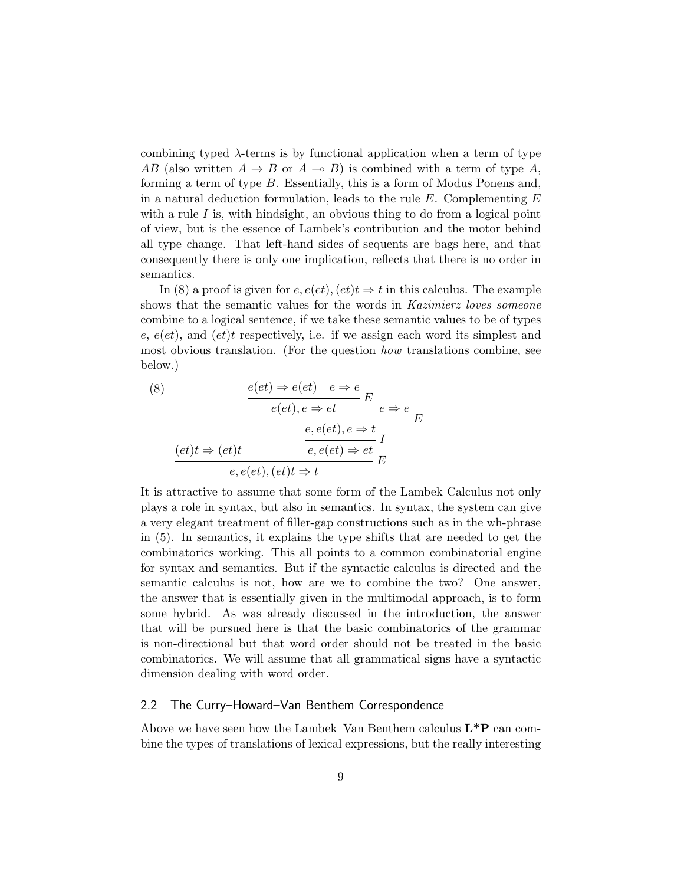combining typed λ-terms is by functional application when a term of type $AB$ (also written $A \to B$ or $A \multimap B$) is combined with a term of type $A$, forming a term of type $B$. Essentially, this is a form of Modus Ponens and, in a natural deduction formulation, leads to the rule $E$. Complementing $E$ with a rule $I$ is, with hindsight, an obvious thing to do from a logical point of view, but is the essence of Lambek's contribution and the motor behind all type change. That left-hand sides of sequents are bags here, and that consequently there is only one implication, reflects that there is no order in semantics.

In (8) a proof is given for $e, e(et), (et)t \Rightarrow t$ in this calculus. The example shows that the semantic values for the words in *Kazimierz loves someone* combine to a logical sentence, if we take these semantic values to be of types $e$, $e(et)$, and $(et)t$ respectively, i.e. if we assign each word its simplest and most obvious translation. (For the question *how* translations combine, see below.)

(8)
$$
\dfrac{(et)t \Rightarrow (et)t \qquad \dfrac{\dfrac{\dfrac{\dfrac{e(et) \Rightarrow e(et) \quad e \Rightarrow e}{e(et), e \Rightarrow et}\,E \qquad e \Rightarrow e}{e, e(et), e \Rightarrow t}\,E}{e, e(et) \Rightarrow et}\,I}{}}{e, e(et), (et)t \Rightarrow t}\,E
$$

It is attractive to assume that some form of the Lambek Calculus not only plays a role in syntax, but also in semantics. In syntax, the system can give a very elegant treatment of filler-gap constructions such as in the wh-phrase in (5). In semantics, it explains the type shifts that are needed to get the combinatorics working. This all points to a common combinatorial engine for syntax and semantics. But if the syntactic calculus is directed and the semantic calculus is not, how are we to combine the two? One answer, the answer that is essentially given in the multimodal approach, is to form some hybrid. As was already discussed in the introduction, the answer that will be pursued here is that the basic combinatorics of the grammar is non-directional but that word order should not be treated in the basic combinatorics. We will assume that all grammatical signs have a syntactic dimension dealing with word order.

## 2.2 The Curry–Howard–Van Benthem Correspondence

Above we have seen how the Lambek–Van Benthem calculus **L\*P** can combine the types of translations of lexical expressions, but the really interesting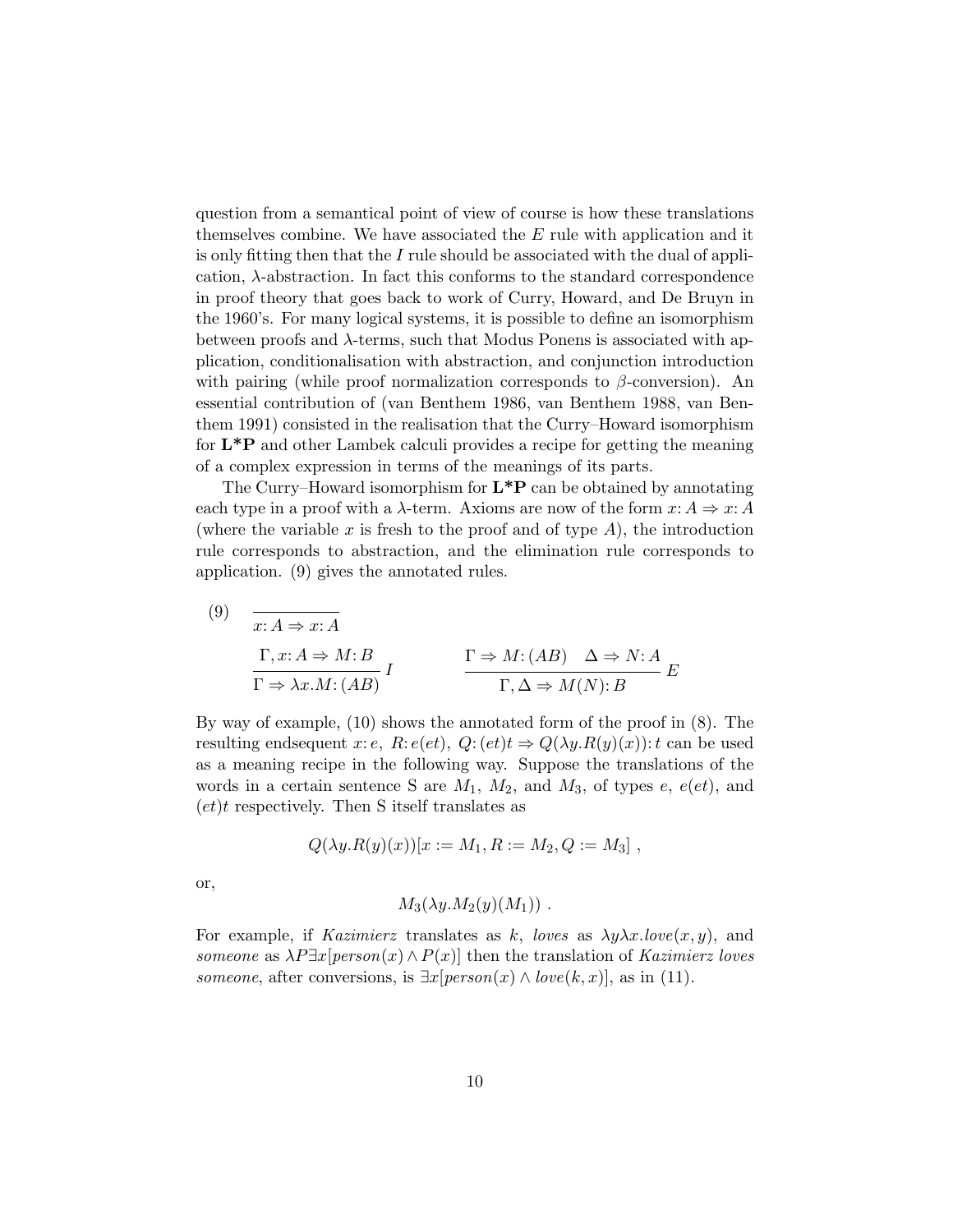question from a semantical point of view of course is how these translations themselves combine. We have associated the $E$ rule with application and it is only fitting then that the $I$ rule should be associated with the dual of application, $\lambda$-abstraction. In fact this conforms to the standard correspondence in proof theory that goes back to work of Curry, Howard, and De Bruyn in the 1960's. For many logical systems, it is possible to define an isomorphism between proofs and $\lambda$-terms, such that Modus Ponens is associated with application, conditionalisation with abstraction, and conjunction introduction with pairing (while proof normalization corresponds to $\beta$-conversion). An essential contribution of (van Benthem 1986, van Benthem 1988, van Benthem 1991) consisted in the realisation that the Curry–Howard isomorphism for **L\*P** and other Lambek calculi provides a recipe for getting the meaning of a complex expression in terms of the meanings of its parts.

The Curry–Howard isomorphism for **L\*P** can be obtained by annotating each type in a proof with a $\lambda$-term. Axioms are now of the form $x: A \Rightarrow x: A$ (where the variable $x$ is fresh to the proof and of type $A$), the introduction rule corresponds to abstraction, and the elimination rule corresponds to application. (9) gives the annotated rules.

(9)

$$\overline{x: A \Rightarrow x: A}$$

$$\frac{\Gamma, x: A \Rightarrow M: B}{\Gamma \Rightarrow \lambda x.M: (AB)}\, I \qquad\qquad \frac{\Gamma \Rightarrow M: (AB) \quad \Delta \Rightarrow N: A}{\Gamma, \Delta \Rightarrow M(N): B}\, E$$

By way of example, (10) shows the annotated form of the proof in (8). The resulting endsequent $x: e,\ R: e(et),\ Q: (et)t \Rightarrow Q(\lambda y.R(y)(x)): t$ can be used as a meaning recipe in the following way. Suppose the translations of the words in a certain sentence S are $M_1$, $M_2$, and $M_3$, of types $e$, $e(et)$, and $(et)t$ respectively. Then S itself translates as

$$Q(\lambda y.R(y)(x))[x := M_1, R := M_2, Q := M_3]\ ,$$

or,

$$M_3(\lambda y.M_2(y)(M_1))\ .$$

For example, if *Kazimierz* translates as $k$, *loves* as $\lambda y \lambda x.love(x, y)$, and *someone* as $\lambda P \exists x[person(x) \wedge P(x)]$ then the translation of *Kazimierz loves someone*, after conversions, is $\exists x[person(x) \wedge love(k, x)]$, as in (11).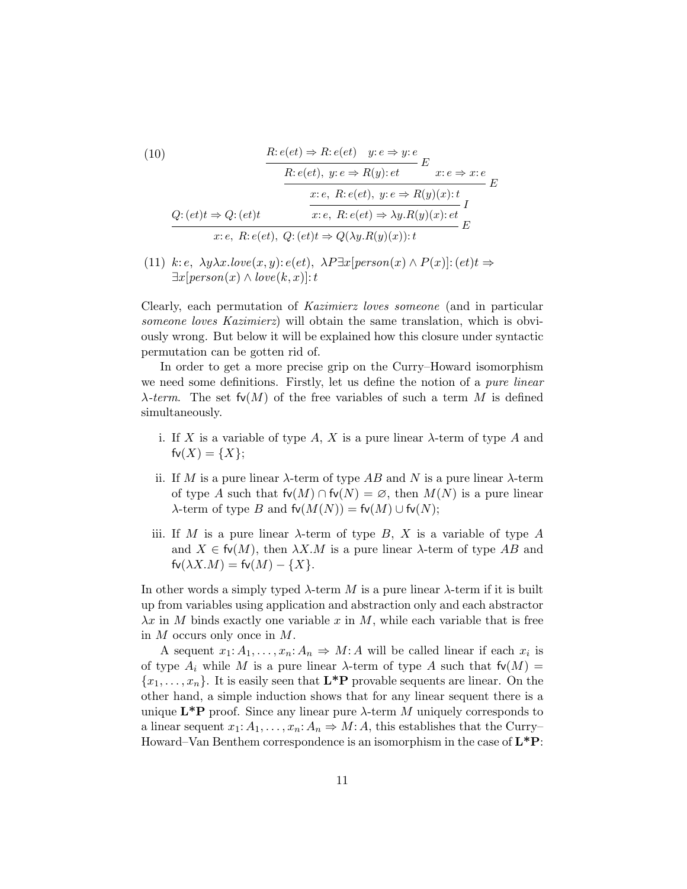(10)

$$
\dfrac{Q{:}\,(et)t \Rightarrow Q{:}\,(et)t \qquad \dfrac{\dfrac{\dfrac{R{:}\,e(et) \Rightarrow R{:}\,e(et) \quad y{:}\,e \Rightarrow y{:}\,e}{R{:}\,e(et),\ y{:}\,e \Rightarrow R(y){:}\,et}\,E \qquad x{:}\,e \Rightarrow x{:}\,e}{x{:}\,e,\ R{:}\,e(et),\ y{:}\,e \Rightarrow R(y)(x){:}\,t}\,E}{x{:}\,e,\ R{:}\,e(et) \Rightarrow \lambda y.R(y)(x){:}\,et}\,I}{x{:}\,e,\ R{:}\,e(et),\ Q{:}\,(et)t \Rightarrow Q(\lambda y.R(y)(x)){:}\,t}\,E
$$

(11) $k{:}\,e,\ \lambda y \lambda x.love(x,y){:}\,e(et),\ \lambda P \exists x[person(x) \wedge P(x)]{:}\,(et)t \Rightarrow \exists x[person(x) \wedge love(k,x)]{:}\,t$

Clearly, each permutation of *Kazimierz loves someone* (and in particular *someone loves Kazimierz*) will obtain the same translation, which is obviously wrong. But below it will be explained how this closure under syntactic permutation can be gotten rid of.

In order to get a more precise grip on the Curry–Howard isomorphism we need some definitions. Firstly, let us define the notion of a *pure linear $\lambda$-term*. The set $\mathsf{fv}(M)$ of the free variables of such a term $M$ is defined simultaneously.

i. If $X$ is a variable of type $A$, $X$ is a pure linear $\lambda$-term of type $A$ and $\mathsf{fv}(X) = \{X\}$;

ii. If $M$ is a pure linear $\lambda$-term of type $AB$ and $N$ is a pure linear $\lambda$-term of type $A$ such that $\mathsf{fv}(M) \cap \mathsf{fv}(N) = \varnothing$, then $M(N)$ is a pure linear $\lambda$-term of type $B$ and $\mathsf{fv}(M(N)) = \mathsf{fv}(M) \cup \mathsf{fv}(N)$;

iii. If $M$ is a pure linear $\lambda$-term of type $B$, $X$ is a variable of type $A$ and $X \in \mathsf{fv}(M)$, then $\lambda X.M$ is a pure linear $\lambda$-term of type $AB$ and $\mathsf{fv}(\lambda X.M) = \mathsf{fv}(M) - \{X\}$.

In other words a simply typed $\lambda$-term $M$ is a pure linear $\lambda$-term if it is built up from variables using application and abstraction only and each abstractor $\lambda x$ in $M$ binds exactly one variable $x$ in $M$, while each variable that is free in $M$ occurs only once in $M$.

A sequent $x_1{:}\,A_1, \ldots, x_n{:}\,A_n \Rightarrow M{:}\,A$ will be called linear if each $x_i$ is of type $A_i$ while $M$ is a pure linear $\lambda$-term of type $A$ such that $\mathsf{fv}(M) = \{x_1, \ldots, x_n\}$. It is easily seen that **L\*P** provable sequents are linear. On the other hand, a simple induction shows that for any linear sequent there is a unique **L\*P** proof. Since any linear pure $\lambda$-term $M$ uniquely corresponds to a linear sequent $x_1{:}\,A_1, \ldots, x_n{:}\,A_n \Rightarrow M{:}\,A$, this establishes that the Curry–Howard–Van Benthem correspondence is an isomorphism in the case of **L\*P**: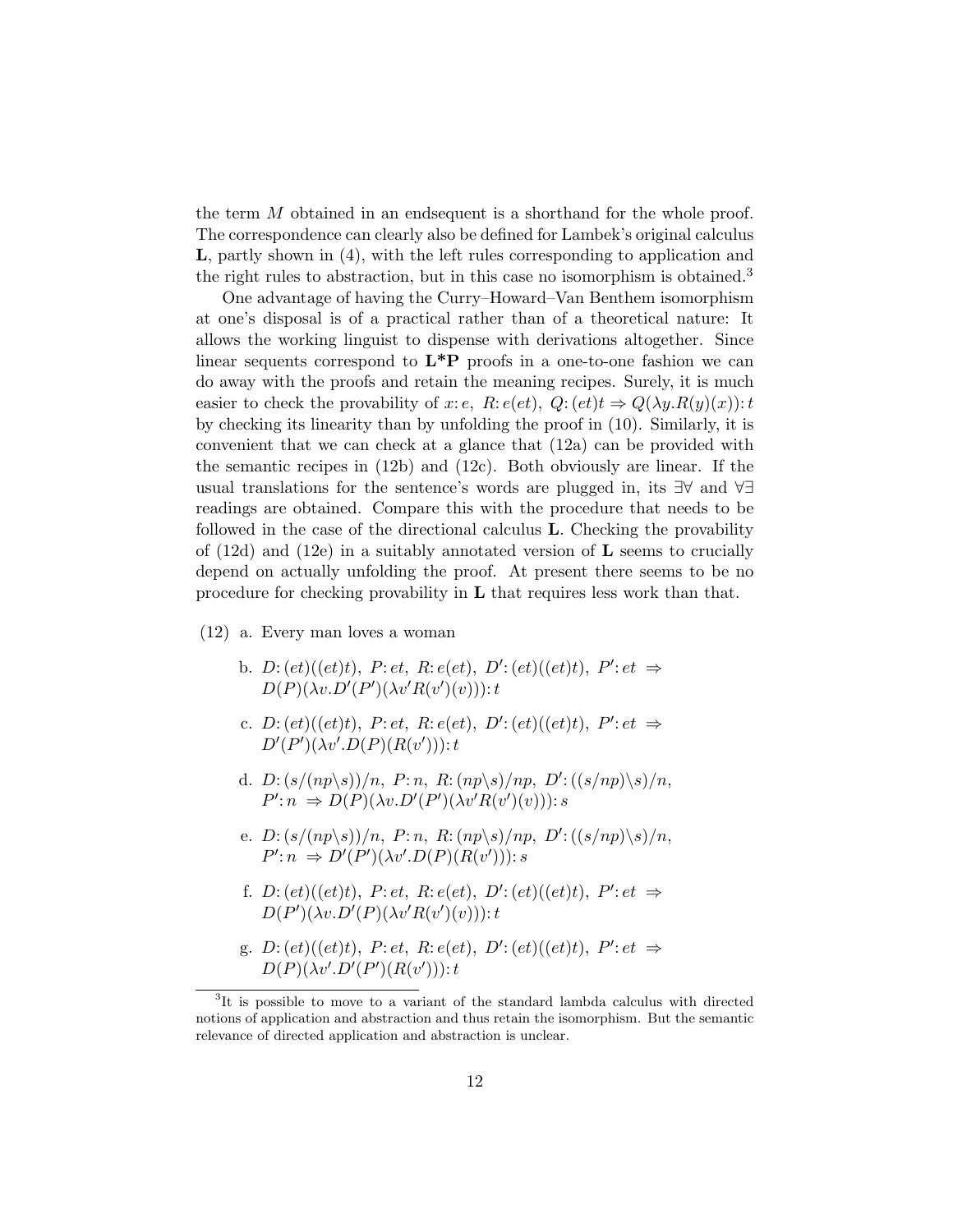the term $M$ obtained in an endsequent is a shorthand for the whole proof. The correspondence can clearly also be defined for Lambek's original calculus **L**, partly shown in (4), with the left rules corresponding to application and the right rules to abstraction, but in this case no isomorphism is obtained.[3]

One advantage of having the Curry–Howard–Van Benthem isomorphism at one's disposal is of a practical rather than of a theoretical nature: It allows the working linguist to dispense with derivations altogether. Since linear sequents correspond to **L\*P** proofs in a one-to-one fashion we can do away with the proofs and retain the meaning recipes. Surely, it is much easier to check the provability of $x{:}\, e,\ R{:}\, e(et),\ Q{:}\, (et)t \Rightarrow Q(\lambda y.R(y)(x)){:}\, t$ by checking its linearity than by unfolding the proof in (10). Similarly, it is convenient that we can check at a glance that (12a) can be provided with the semantic recipes in (12b) and (12c). Both obviously are linear. If the usual translations for the sentence's words are plugged in, its $\exists\forall$ and $\forall\exists$ readings are obtained. Compare this with the procedure that needs to be followed in the case of the directional calculus **L**. Checking the provability of (12d) and (12e) in a suitably annotated version of **L** seems to crucially depend on actually unfolding the proof. At present there seems to be no procedure for checking provability in **L** that requires less work than that.

(12) a. Every man loves a woman

b. $D{:}\, (et)((et)t),\ P{:}\, et,\ R{:}\, e(et),\ D'{:}\, (et)((et)t),\ P'{:}\, et \Rightarrow D(P)(\lambda v.D'(P')(\lambda v' R(v')(v))){:}\, t$

c. $D{:}\, (et)((et)t),\ P{:}\, et,\ R{:}\, e(et),\ D'{:}\, (et)((et)t),\ P'{:}\, et \Rightarrow D'(P')(\lambda v'.D(P)(R(v'))){:}\, t$

d. $D{:}\, (s/(np\backslash s))/n,\ P{:}\, n,\ R{:}\, (np\backslash s)/np,\ D'{:}\, ((s/np)\backslash s)/n,\ P'{:}\, n \Rightarrow D(P)(\lambda v.D'(P')(\lambda v' R(v')(v))){:}\, s$

e. $D{:}\, (s/(np\backslash s))/n,\ P{:}\, n,\ R{:}\, (np\backslash s)/np,\ D'{:}\, ((s/np)\backslash s)/n,\ P'{:}\, n \Rightarrow D'(P')(\lambda v'.D(P)(R(v'))){:}\, s$

f. $D{:}\, (et)((et)t),\ P{:}\, et,\ R{:}\, e(et),\ D'{:}\, (et)((et)t),\ P'{:}\, et \Rightarrow D(P')(\lambda v.D'(P)(\lambda v' R(v')(v))){:}\, t$

g. $D{:}\, (et)((et)t),\ P{:}\, et,\ R{:}\, e(et),\ D'{:}\, (et)((et)t),\ P'{:}\, et \Rightarrow D(P)(\lambda v'.D'(P')(R(v'))){:}\, t$

[3] It is possible to move to a variant of the standard lambda calculus with directed notions of application and abstraction and thus retain the isomorphism. But the semantic relevance of directed application and abstraction is unclear.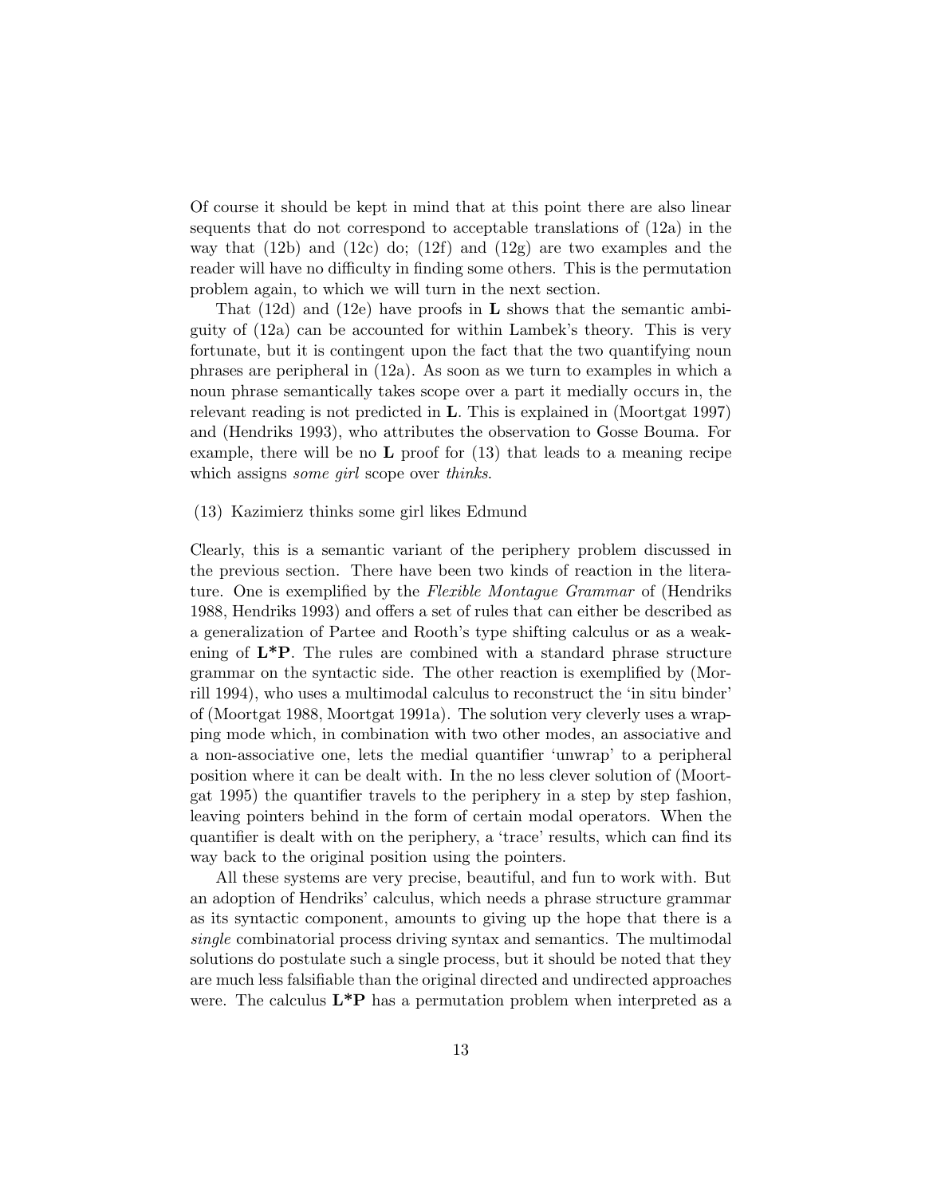Of course it should be kept in mind that at this point there are also linear sequents that do not correspond to acceptable translations of (12a) in the way that (12b) and (12c) do; (12f) and (12g) are two examples and the reader will have no difficulty in finding some others. This is the permutation problem again, to which we will turn in the next section.

That (12d) and (12e) have proofs in **L** shows that the semantic ambiguity of (12a) can be accounted for within Lambek's theory. This is very fortunate, but it is contingent upon the fact that the two quantifying noun phrases are peripheral in (12a). As soon as we turn to examples in which a noun phrase semantically takes scope over a part it medially occurs in, the relevant reading is not predicted in **L**. This is explained in (Moortgat 1997) and (Hendriks 1993), who attributes the observation to Gosse Bouma. For example, there will be no **L** proof for (13) that leads to a meaning recipe which assigns *some girl* scope over *thinks*.

(13) Kazimierz thinks some girl likes Edmund

Clearly, this is a semantic variant of the periphery problem discussed in the previous section. There have been two kinds of reaction in the literature. One is exemplified by the *Flexible Montague Grammar* of (Hendriks 1988, Hendriks 1993) and offers a set of rules that can either be described as a generalization of Partee and Rooth's type shifting calculus or as a weakening of **L*P**. The rules are combined with a standard phrase structure grammar on the syntactic side. The other reaction is exemplified by (Morrill 1994), who uses a multimodal calculus to reconstruct the 'in situ binder' of (Moortgat 1988, Moortgat 1991a). The solution very cleverly uses a wrapping mode which, in combination with two other modes, an associative and a non-associative one, lets the medial quantifier 'unwrap' to a peripheral position where it can be dealt with. In the no less clever solution of (Moortgat 1995) the quantifier travels to the periphery in a step by step fashion, leaving pointers behind in the form of certain modal operators. When the quantifier is dealt with on the periphery, a 'trace' results, which can find its way back to the original position using the pointers.

All these systems are very precise, beautiful, and fun to work with. But an adoption of Hendriks' calculus, which needs a phrase structure grammar as its syntactic component, amounts to giving up the hope that there is a *single* combinatorial process driving syntax and semantics. The multimodal solutions do postulate such a single process, but it should be noted that they are much less falsifiable than the original directed and undirected approaches were. The calculus **L*P** has a permutation problem when interpreted as a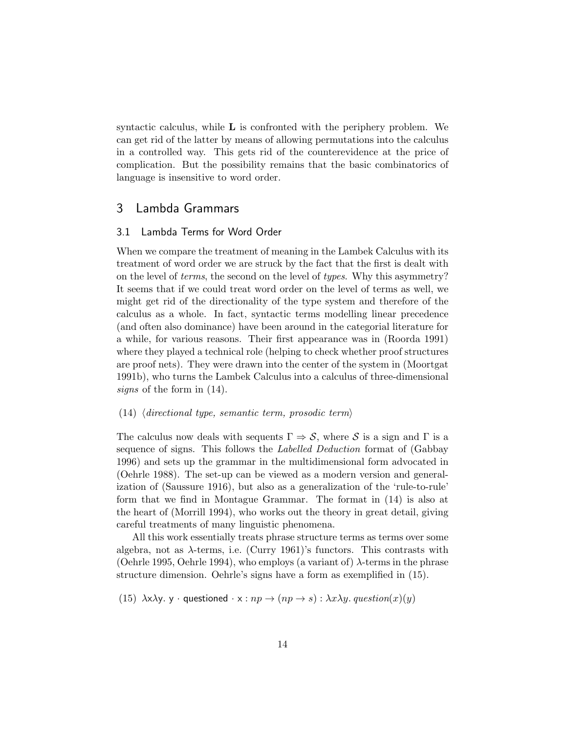syntactic calculus, while **L** is confronted with the periphery problem. We can get rid of the latter by means of allowing permutations into the calculus in a controlled way. This gets rid of the counterevidence at the price of complication. But the possibility remains that the basic combinatorics of language is insensitive to word order.

## 3 Lambda Grammars

### 3.1 Lambda Terms for Word Order

When we compare the treatment of meaning in the Lambek Calculus with its treatment of word order we are struck by the fact that the first is dealt with on the level of *terms*, the second on the level of *types*. Why this asymmetry? It seems that if we could treat word order on the level of terms as well, we might get rid of the directionality of the type system and therefore of the calculus as a whole. In fact, syntactic terms modelling linear precedence (and often also dominance) have been around in the categorial literature for a while, for various reasons. Their first appearance was in (Roorda 1991) where they played a technical role (helping to check whether proof structures are proof nets). They were drawn into the center of the system in (Moortgat 1991b), who turns the Lambek Calculus into a calculus of three-dimensional *signs* of the form in (14).

(14) $\langle$*directional type, semantic term, prosodic term*$\rangle$

The calculus now deals with sequents $\Gamma \Rightarrow \mathcal{S}$, where $\mathcal{S}$ is a sign and $\Gamma$ is a sequence of signs. This follows the *Labelled Deduction* format of (Gabbay 1996) and sets up the grammar in the multidimensional form advocated in (Oehrle 1988). The set-up can be viewed as a modern version and generalization of (Saussure 1916), but also as a generalization of the 'rule-to-rule' form that we find in Montague Grammar. The format in (14) is also at the heart of (Morrill 1994), who works out the theory in great detail, giving careful treatments of many linguistic phenomena.

All this work essentially treats phrase structure terms as terms over some algebra, not as $\lambda$-terms, i.e. (Curry 1961)'s functors. This contrasts with (Oehrle 1995, Oehrle 1994), who employs (a variant of) $\lambda$-terms in the phrase structure dimension. Oehrle's signs have a form as exemplified in (15).

(15) $\lambda \mathsf{x} \lambda \mathsf{y}.\ \mathsf{y} \cdot \mathsf{questioned} \cdot \mathsf{x} : np \rightarrow (np \rightarrow s) : \lambda x \lambda y.\ question(x)(y)$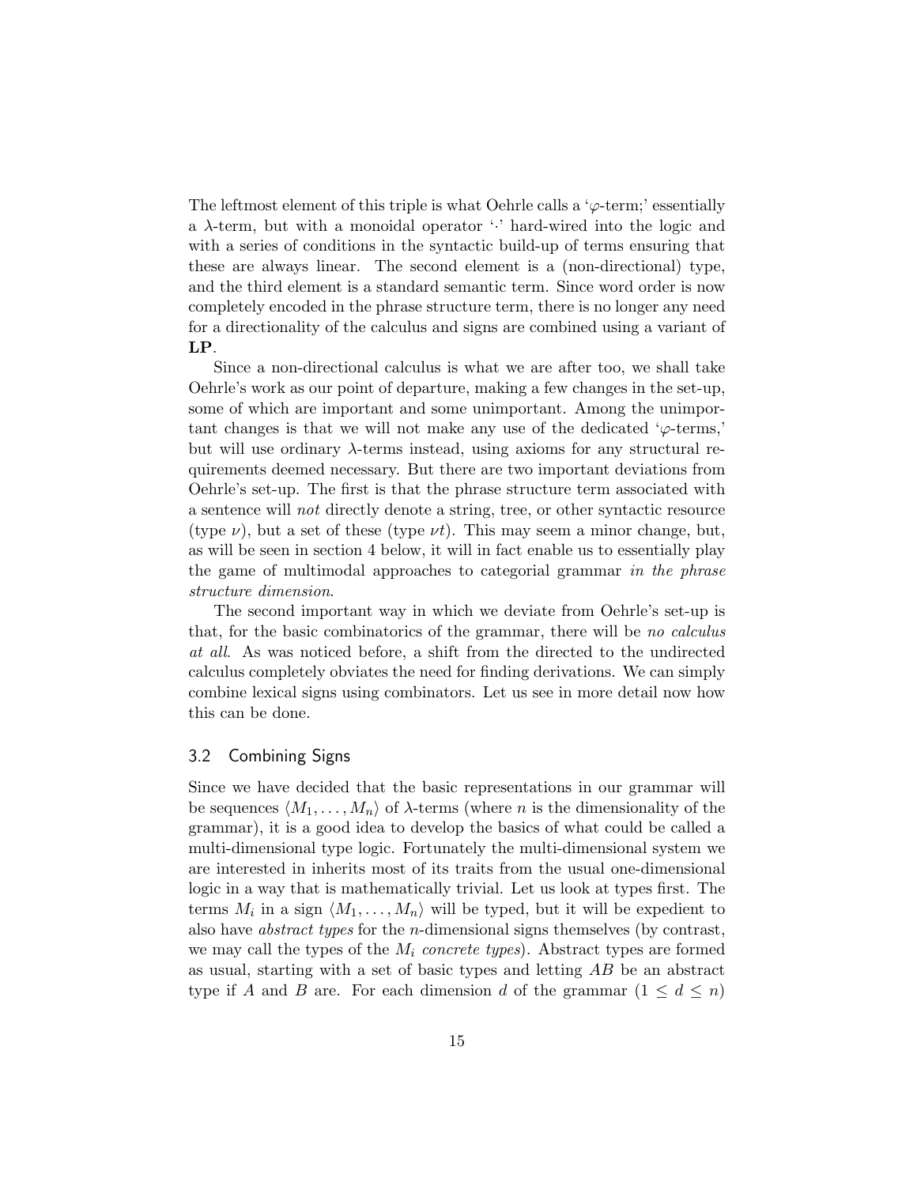The leftmost element of this triple is what Oehrle calls a '$\varphi$-term;' essentially a $\lambda$-term, but with a monoidal operator '$\cdot$' hard-wired into the logic and with a series of conditions in the syntactic build-up of terms ensuring that these are always linear. The second element is a (non-directional) type, and the third element is a standard semantic term. Since word order is now completely encoded in the phrase structure term, there is no longer any need for a directionality of the calculus and signs are combined using a variant of **LP**.

Since a non-directional calculus is what we are after too, we shall take Oehrle's work as our point of departure, making a few changes in the set-up, some of which are important and some unimportant. Among the unimportant changes is that we will not make any use of the dedicated '$\varphi$-terms,' but will use ordinary $\lambda$-terms instead, using axioms for any structural requirements deemed necessary. But there are two important deviations from Oehrle's set-up. The first is that the phrase structure term associated with a sentence will *not* directly denote a string, tree, or other syntactic resource (type $\nu$), but a set of these (type $\nu t$). This may seem a minor change, but, as will be seen in section 4 below, it will in fact enable us to essentially play the game of multimodal approaches to categorial grammar *in the phrase structure dimension*.

The second important way in which we deviate from Oehrle's set-up is that, for the basic combinatorics of the grammar, there will be *no calculus at all*. As was noticed before, a shift from the directed to the undirected calculus completely obviates the need for finding derivations. We can simply combine lexical signs using combinators. Let us see in more detail now how this can be done.

### 3.2 Combining Signs

Since we have decided that the basic representations in our grammar will be sequences $\langle M_1, \ldots, M_n \rangle$ of $\lambda$-terms (where $n$ is the dimensionality of the grammar), it is a good idea to develop the basics of what could be called a multi-dimensional type logic. Fortunately the multi-dimensional system we are interested in inherits most of its traits from the usual one-dimensional logic in a way that is mathematically trivial. Let us look at types first. The terms $M_i$ in a sign $\langle M_1, \ldots, M_n \rangle$ will be typed, but it will be expedient to also have *abstract types* for the $n$-dimensional signs themselves (by contrast, we may call the types of the $M_i$ *concrete types*). Abstract types are formed as usual, starting with a set of basic types and letting $AB$ be an abstract type if $A$ and $B$ are. For each dimension $d$ of the grammar ($1 \leq d \leq n$)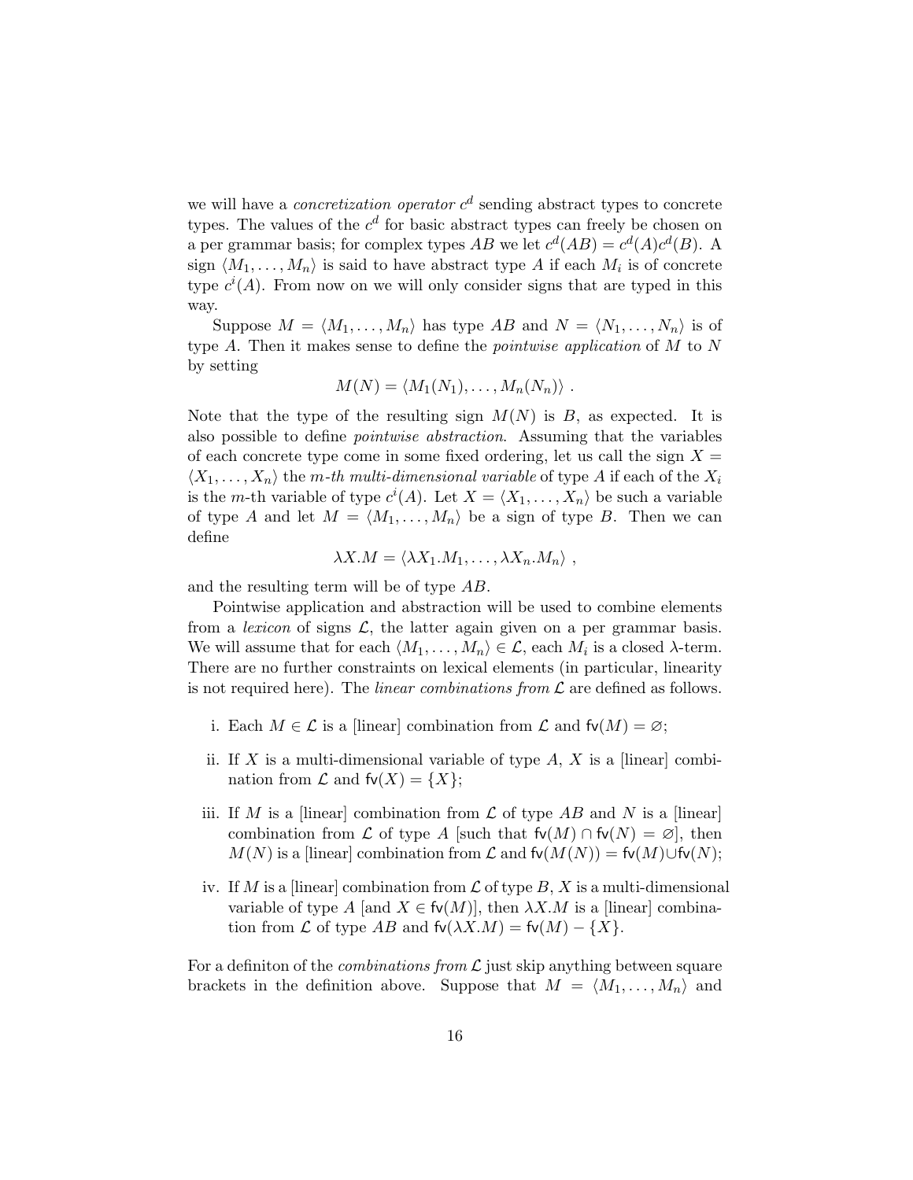we will have a *concretization operator* $c^d$ sending abstract types to concrete types. The values of the $c^d$ for basic abstract types can freely be chosen on a per grammar basis; for complex types $AB$ we let $c^d(AB) = c^d(A)c^d(B)$. A sign $\langle M_1, \ldots, M_n \rangle$ is said to have abstract type $A$ if each $M_i$ is of concrete type $c^i(A)$. From now on we will only consider signs that are typed in this way.

Suppose $M = \langle M_1, \ldots, M_n \rangle$ has type $AB$ and $N = \langle N_1, \ldots, N_n \rangle$ is of type $A$. Then it makes sense to define the *pointwise application* of $M$ to $N$ by setting

$$M(N) = \langle M_1(N_1), \ldots, M_n(N_n) \rangle \ .$$

Note that the type of the resulting sign $M(N)$ is $B$, as expected. It is also possible to define *pointwise abstraction*. Assuming that the variables of each concrete type come in some fixed ordering, let us call the sign $X = \langle X_1, \ldots, X_n \rangle$ the *m-th multi-dimensional variable* of type $A$ if each of the $X_i$ is the $m$-th variable of type $c^i(A)$. Let $X = \langle X_1, \ldots, X_n \rangle$ be such a variable of type $A$ and let $M = \langle M_1, \ldots, M_n \rangle$ be a sign of type $B$. Then we can define

$$\lambda X.M = \langle \lambda X_1.M_1, \ldots, \lambda X_n.M_n \rangle \ ,$$

and the resulting term will be of type $AB$.

Pointwise application and abstraction will be used to combine elements from a *lexicon* of signs $\mathcal{L}$, the latter again given on a per grammar basis. We will assume that for each $\langle M_1, \ldots, M_n \rangle \in \mathcal{L}$, each $M_i$ is a closed $\lambda$-term. There are no further constraints on lexical elements (in particular, linearity is not required here). The *linear combinations from* $\mathcal{L}$ are defined as follows.

i. Each $M \in \mathcal{L}$ is a [linear] combination from $\mathcal{L}$ and $\mathsf{fv}(M) = \varnothing$;

ii. If $X$ is a multi-dimensional variable of type $A$, $X$ is a [linear] combination from $\mathcal{L}$ and $\mathsf{fv}(X) = \{X\}$;

iii. If $M$ is a [linear] combination from $\mathcal{L}$ of type $AB$ and $N$ is a [linear] combination from $\mathcal{L}$ of type $A$ [such that $\mathsf{fv}(M) \cap \mathsf{fv}(N) = \varnothing$], then $M(N)$ is a [linear] combination from $\mathcal{L}$ and $\mathsf{fv}(M(N)) = \mathsf{fv}(M) \cup \mathsf{fv}(N)$;

iv. If $M$ is a [linear] combination from $\mathcal{L}$ of type $B$, $X$ is a multi-dimensional variable of type $A$ [and $X \in \mathsf{fv}(M)$], then $\lambda X.M$ is a [linear] combination from $\mathcal{L}$ of type $AB$ and $\mathsf{fv}(\lambda X.M) = \mathsf{fv}(M) - \{X\}$.

For a definiton of the *combinations from* $\mathcal{L}$ just skip anything between square brackets in the definition above. Suppose that $M = \langle M_1, \ldots, M_n \rangle$ and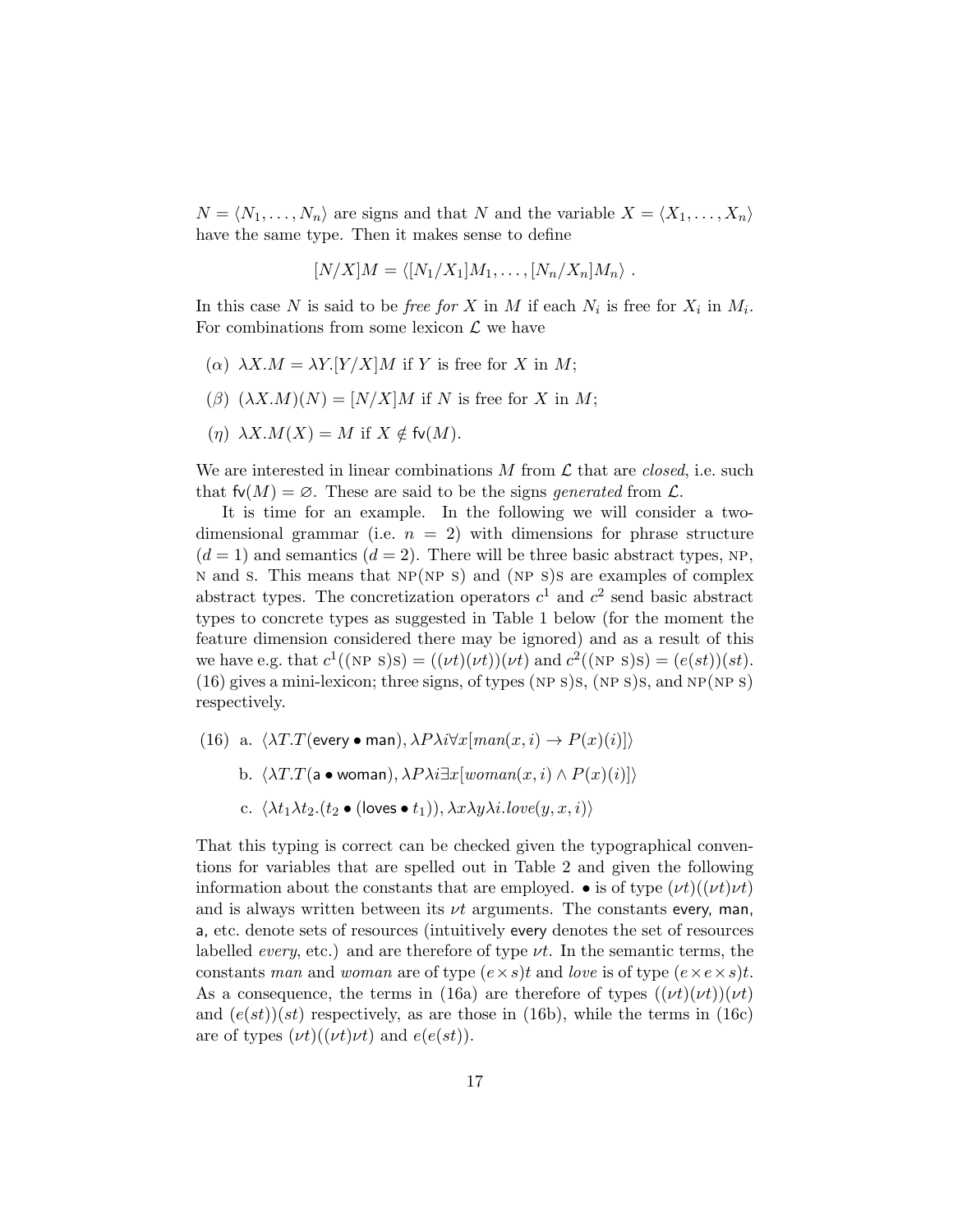$N = \langle N_1, \ldots, N_n \rangle$ are signs and that $N$ and the variable $X = \langle X_1, \ldots, X_n \rangle$ have the same type. Then it makes sense to define

$$[N/X]M = \langle [N_1/X_1]M_1, \ldots, [N_n/X_n]M_n \rangle \ .$$

In this case $N$ is said to be *free for* $X$ in $M$ if each $N_i$ is free for $X_i$ in $M_i$. For combinations from some lexicon $\mathcal{L}$ we have

($\alpha$) $\lambda X.M = \lambda Y.[Y/X]M$ if $Y$ is free for $X$ in $M$;

($\beta$) $(\lambda X.M)(N) = [N/X]M$ if $N$ is free for $X$ in $M$;

($\eta$) $\lambda X.M(X) = M$ if $X \notin \mathsf{fv}(M)$.

We are interested in linear combinations $M$ from $\mathcal{L}$ that are *closed*, i.e. such that $\mathsf{fv}(M) = \varnothing$. These are said to be the signs *generated* from $\mathcal{L}$.

It is time for an example. In the following we will consider a two-dimensional grammar (i.e. $n = 2$) with dimensions for phrase structure ($d = 1$) and semantics ($d = 2$). There will be three basic abstract types, NP, N and S. This means that NP(NP S) and (NP S)S are examples of complex abstract types. The concretization operators $c^1$ and $c^2$ send basic abstract types to concrete types as suggested in Table 1 below (for the moment the feature dimension considered there may be ignored) and as a result of this we have e.g. that $c^1((\text{NP S})\text{S}) = ((\nu t)(\nu t))(\nu t)$ and $c^2((\text{NP S})\text{S}) = (e(st))(st)$. (16) gives a mini-lexicon; three signs, of types (NP S)S, (NP S)S, and NP(NP S) respectively.

(16) a. $\langle \lambda T.T(\mathsf{every} \bullet \mathsf{man}), \lambda P \lambda i \forall x[man(x,i) \rightarrow P(x)(i)] \rangle$

b. $\langle \lambda T.T(\mathsf{a} \bullet \mathsf{woman}), \lambda P \lambda i \exists x[woman(x,i) \wedge P(x)(i)] \rangle$

c. $\langle \lambda t_1 \lambda t_2.(t_2 \bullet (\mathsf{loves} \bullet t_1)), \lambda x \lambda y \lambda i.love(y, x, i) \rangle$

That this typing is correct can be checked given the typographical conventions for variables that are spelled out in Table 2 and given the following information about the constants that are employed. $\bullet$ is of type $(\nu t)((\nu t)\nu t)$ and is always written between its $\nu t$ arguments. The constants every, man, a, etc. denote sets of resources (intuitively every denotes the set of resources labelled *every*, etc.) and are therefore of type $\nu t$. In the semantic terms, the constants *man* and *woman* are of type $(e \times s)t$ and *love* is of type $(e \times e \times s)t$. As a consequence, the terms in (16a) are therefore of types $((\nu t)(\nu t))(\nu t)$ and $(e(st))(st)$ respectively, as are those in (16b), while the terms in (16c) are of types $(\nu t)((\nu t)\nu t)$ and $e(e(st))$.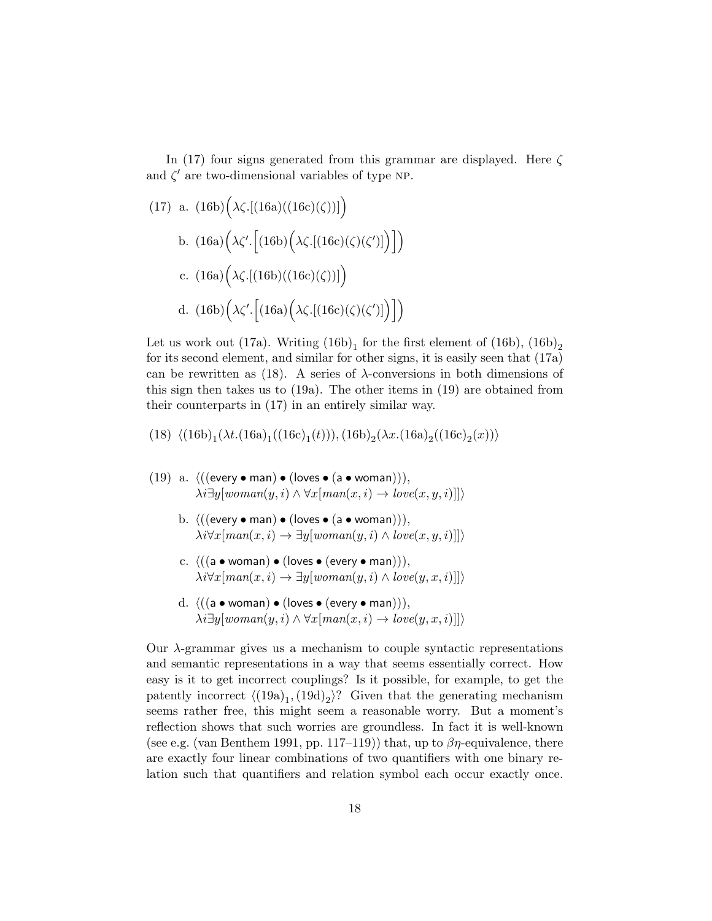In (17) four signs generated from this grammar are displayed. Here $\zeta$ and $\zeta'$ are two-dimensional variables of type NP.

(17) a. $(16\text{b})\Big(\lambda\zeta.[(16\text{a})((16\text{c})(\zeta))]\Big)$

b. $(16\text{a})\Big(\lambda\zeta'.\Big[(16\text{b})\Big(\lambda\zeta.[(16\text{c})(\zeta)(\zeta')]\Big)\Big]\Big)$

c. $(16\text{a})\Big(\lambda\zeta.[(16\text{b})((16\text{c})(\zeta))]\Big)$

d. $(16\text{b})\Big(\lambda\zeta'.\Big[(16\text{a})\Big(\lambda\zeta.[(16\text{c})(\zeta)(\zeta')]\Big)\Big]\Big)$

Let us work out (17a). Writing $(16\text{b})_1$ for the first element of (16b), $(16\text{b})_2$ for its second element, and similar for other signs, it is easily seen that (17a) can be rewritten as (18). A series of $\lambda$-conversions in both dimensions of this sign then takes us to (19a). The other items in (19) are obtained from their counterparts in (17) in an entirely similar way.

(18) $\langle(16\text{b})_1(\lambda t.(16\text{a})_1((16\text{c})_1(t))), (16\text{b})_2(\lambda x.(16\text{a})_2((16\text{c})_2(x))\rangle$

(19) a. $\langle((\mathsf{every} \bullet \mathsf{man}) \bullet (\mathsf{loves} \bullet (\mathsf{a} \bullet \mathsf{woman}))),$
$\lambda i\exists y[woman(y, i) \wedge \forall x[man(x, i) \rightarrow love(x, y, i)]]\rangle$

b. $\langle((\mathsf{every} \bullet \mathsf{man}) \bullet (\mathsf{loves} \bullet (\mathsf{a} \bullet \mathsf{woman}))),$
$\lambda i\forall x[man(x, i) \rightarrow \exists y[woman(y, i) \wedge love(x, y, i)]]\rangle$

c. $\langle((\mathsf{a} \bullet \mathsf{woman}) \bullet (\mathsf{loves} \bullet (\mathsf{every} \bullet \mathsf{man}))),$
$\lambda i\forall x[man(x, i) \rightarrow \exists y[woman(y, i) \wedge love(y, x, i)]]\rangle$

d. $\langle((\mathsf{a} \bullet \mathsf{woman}) \bullet (\mathsf{loves} \bullet (\mathsf{every} \bullet \mathsf{man}))),$
$\lambda i\exists y[woman(y, i) \wedge \forall x[man(x, i) \rightarrow love(y, x, i)]]\rangle$

Our $\lambda$-grammar gives us a mechanism to couple syntactic representations and semantic representations in a way that seems essentially correct. How easy is it to get incorrect couplings? Is it possible, for example, to get the patently incorrect $\langle(19\text{a})_1, (19\text{d})_2\rangle$? Given that the generating mechanism seems rather free, this might seem a reasonable worry. But a moment's reflection shows that such worries are groundless. In fact it is well-known (see e.g. (van Benthem 1991, pp. 117–119)) that, up to $\beta\eta$-equivalence, there are exactly four linear combinations of two quantifiers with one binary relation such that quantifiers and relation symbol each occur exactly once.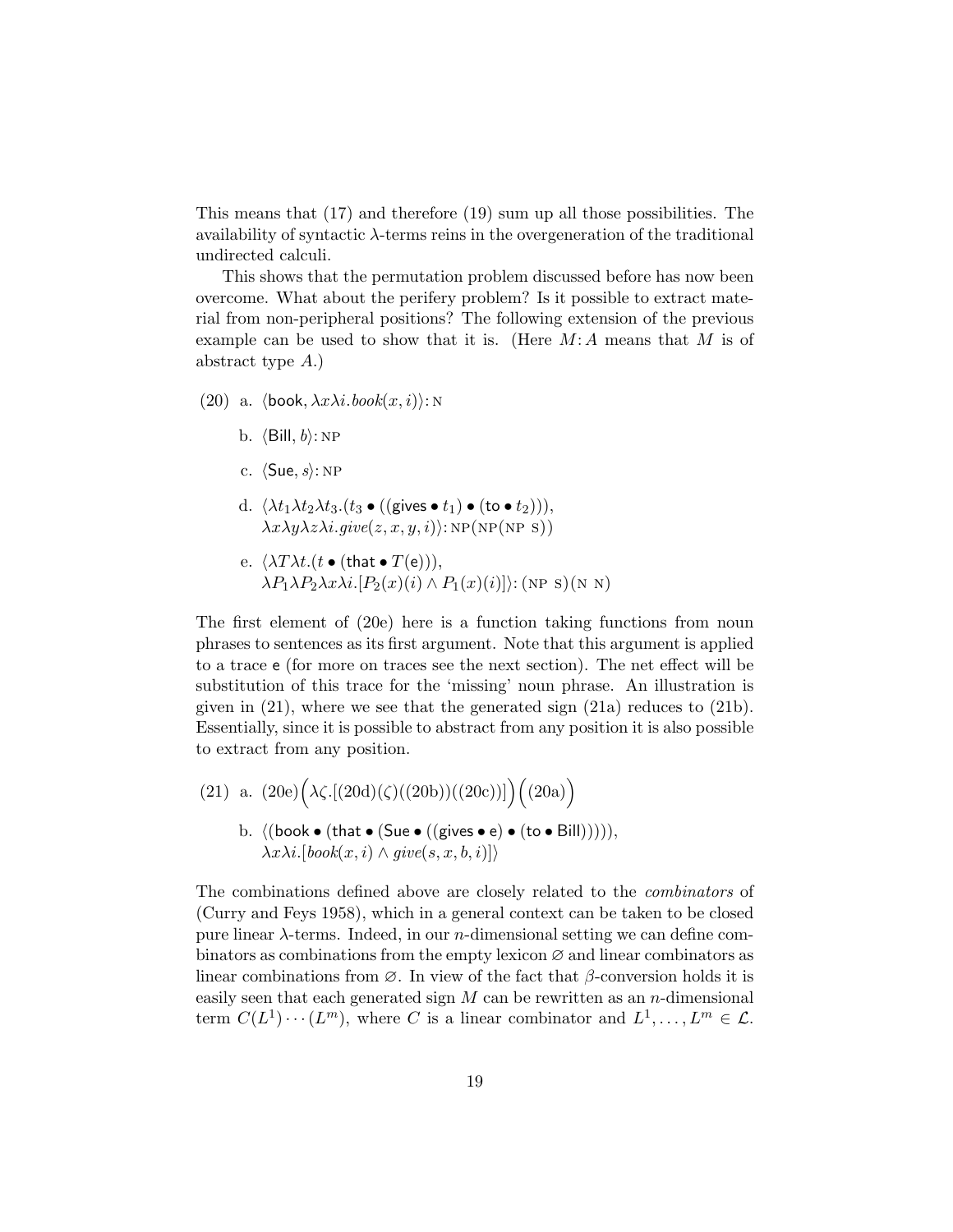This means that (17) and therefore (19) sum up all those possibilities. The availability of syntactic $\lambda$-terms reins in the overgeneration of the traditional undirected calculi.

This shows that the permutation problem discussed before has now been overcome. What about the perifery problem? Is it possible to extract material from non-peripheral positions? The following extension of the previous example can be used to show that it is. (Here $M\colon A$ means that $M$ is of abstract type $A$.)

(20) a. $\langle \mathsf{book}, \lambda x \lambda i.book(x, i)\rangle \colon \textsc{n}$

b. $\langle \mathsf{Bill}, b\rangle \colon \textsc{np}$

c. $\langle \mathsf{Sue}, s\rangle \colon \textsc{np}$

d. $\langle \lambda t_1 \lambda t_2 \lambda t_3.(t_3 \bullet ((\mathsf{gives} \bullet t_1) \bullet (\mathsf{to} \bullet t_2))),$
$\lambda x \lambda y \lambda z \lambda i.give(z, x, y, i)\rangle \colon \textsc{np}(\textsc{np}(\textsc{np}\ \textsc{s}))$

e. $\langle \lambda T \lambda t.(t \bullet (\mathsf{that} \bullet T(\mathsf{e}))),$
$\lambda P_1 \lambda P_2 \lambda x \lambda i.[P_2(x)(i) \wedge P_1(x)(i)]\rangle \colon (\textsc{np}\ \textsc{s})(\textsc{n}\ \textsc{n})$

The first element of (20e) here is a function taking functions from noun phrases to sentences as its first argument. Note that this argument is applied to a trace $\mathsf{e}$ (for more on traces see the next section). The net effect will be substitution of this trace for the 'missing' noun phrase. An illustration is given in (21), where we see that the generated sign (21a) reduces to (21b). Essentially, since it is possible to abstract from any position it is also possible to extract from any position.

(21) a. $(20\text{e})\Big(\lambda \zeta.[(20\text{d})(\zeta)((20\text{b}))((20\text{c}))]\Big)\Big((20\text{a})\Big)$

b. $\langle (\mathsf{book} \bullet (\mathsf{that} \bullet (\mathsf{Sue} \bullet ((\mathsf{gives} \bullet \mathsf{e}) \bullet (\mathsf{to} \bullet \mathsf{Bill}))))),$
$\lambda x \lambda i.[book(x, i) \wedge give(s, x, b, i)]\rangle$

The combinations defined above are closely related to the *combinators* of (Curry and Feys 1958), which in a general context can be taken to be closed pure linear $\lambda$-terms. Indeed, in our $n$-dimensional setting we can define combinators as combinations from the empty lexicon $\varnothing$ and linear combinators as linear combinations from $\varnothing$. In view of the fact that $\beta$-conversion holds it is easily seen that each generated sign $M$ can be rewritten as an $n$-dimensional term $C(L^1)\cdots(L^m)$, where $C$ is a linear combinator and $L^1, \ldots, L^m \in \mathcal{L}$.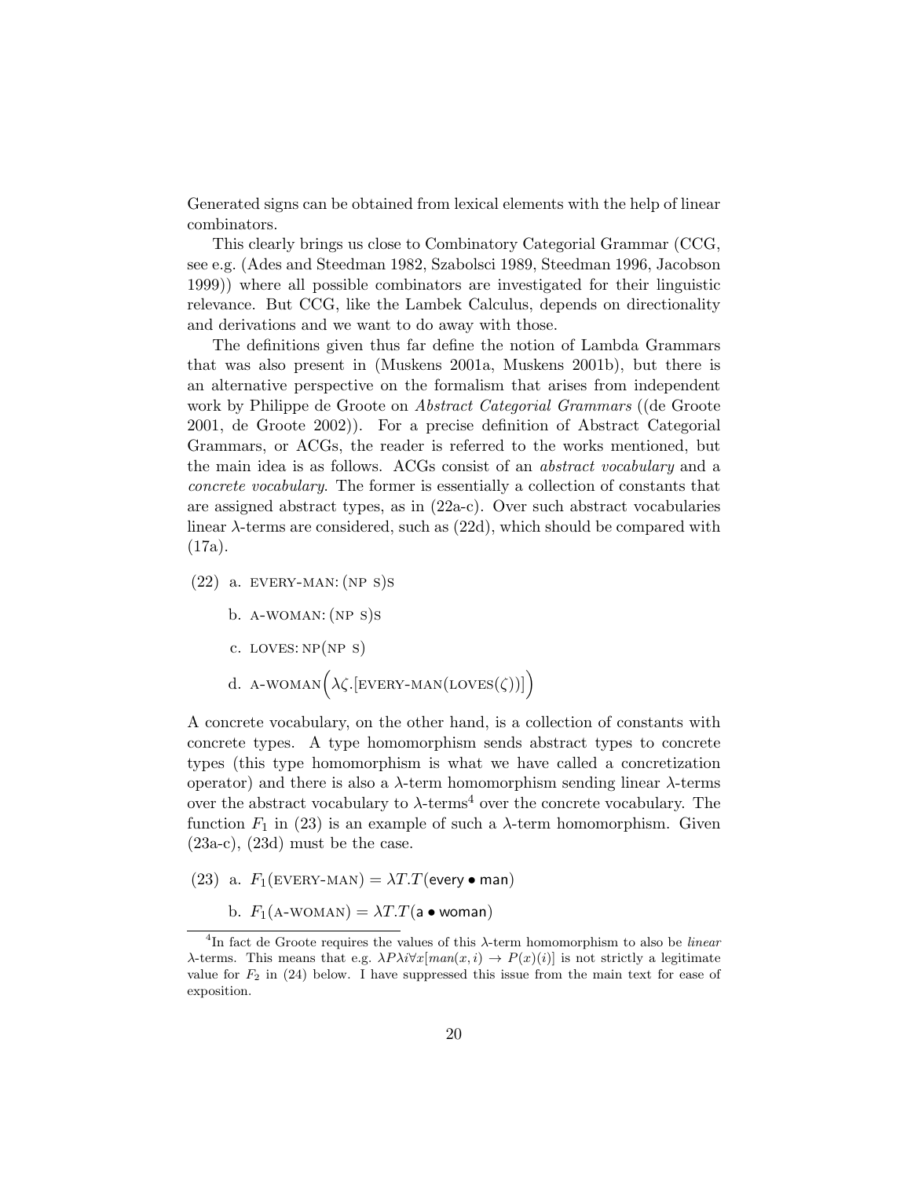Generated signs can be obtained from lexical elements with the help of linear combinators.

This clearly brings us close to Combinatory Categorial Grammar (CCG, see e.g. (Ades and Steedman 1982, Szabolsci 1989, Steedman 1996, Jacobson 1999)) where all possible combinators are investigated for their linguistic relevance. But CCG, like the Lambek Calculus, depends on directionality and derivations and we want to do away with those.

The definitions given thus far define the notion of Lambda Grammars that was also present in (Muskens 2001a, Muskens 2001b), but there is an alternative perspective on the formalism that arises from independent work by Philippe de Groote on *Abstract Categorial Grammars* ((de Groote 2001, de Groote 2002)). For a precise definition of Abstract Categorial Grammars, or ACGs, the reader is referred to the works mentioned, but the main idea is as follows. ACGs consist of an *abstract vocabulary* and a *concrete vocabulary*. The former is essentially a collection of constants that are assigned abstract types, as in (22a-c). Over such abstract vocabularies linear λ-terms are considered, such as (22d), which should be compared with (17a).

(22) a. $\textsc{every-man}: (\textsc{np}\ \textsc{s})\textsc{s}$

b. $\textsc{a-woman}: (\textsc{np}\ \textsc{s})\textsc{s}$

c. $\textsc{loves}: \textsc{np}(\textsc{np}\ \textsc{s})$

d. $\textsc{a-woman}\Big(\lambda\zeta.[\textsc{every-man}(\textsc{loves}(\zeta))]\Big)$

A concrete vocabulary, on the other hand, is a collection of constants with concrete types. A type homomorphism sends abstract types to concrete types (this type homomorphism is what we have called a concretization operator) and there is also a λ-term homomorphism sending linear λ-terms over the abstract vocabulary to λ-terms[4] over the concrete vocabulary. The function $F_1$ in (23) is an example of such a λ-term homomorphism. Given (23a-c), (23d) must be the case.

(23) a. $F_1(\textsc{every-man}) = \lambda T.T(\mathsf{every} \bullet \mathsf{man})$

b. $F_1(\textsc{a-woman}) = \lambda T.T(\mathsf{a} \bullet \mathsf{woman})$

[4]In fact de Groote requires the values of this λ-term homomorphism to also be *linear* λ-terms. This means that e.g. $\lambda P \lambda i \forall x[man(x,i) \rightarrow P(x)(i)]$ is not strictly a legitimate value for $F_2$ in (24) below. I have suppressed this issue from the main text for ease of exposition.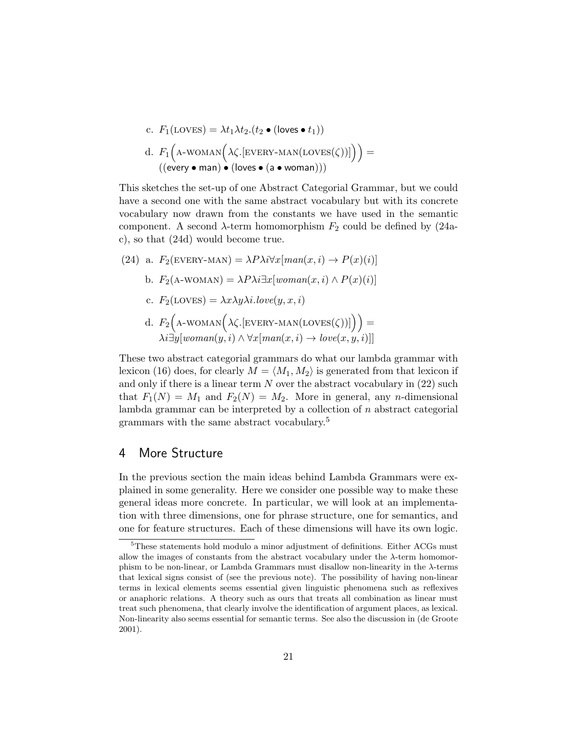c. $F_1(\text{LOVES}) = \lambda t_1 \lambda t_2.(t_2 \bullet (\mathsf{loves} \bullet t_1))$

d. $F_1\Big(\text{A-WOMAN}\Big(\lambda\zeta.[\text{EVERY-MAN}(\text{LOVES}(\zeta))]\Big)\Big) =$
$((\mathsf{every} \bullet \mathsf{man}) \bullet (\mathsf{loves} \bullet (\mathsf{a} \bullet \mathsf{woman})))$

This sketches the set-up of one Abstract Categorial Grammar, but we could have a second one with the same abstract vocabulary but with its concrete vocabulary now drawn from the constants we have used in the semantic component. A second $\lambda$-term homomorphism $F_2$ could be defined by (24a-c), so that (24d) would become true.

(24) a. $F_2(\text{EVERY-MAN}) = \lambda P \lambda i \forall x[man(x,i) \rightarrow P(x)(i)]$

b. $F_2(\text{A-WOMAN}) = \lambda P \lambda i \exists x[woman(x,i) \wedge P(x)(i)]$

c. $F_2(\text{LOVES}) = \lambda x \lambda y \lambda i.love(y,x,i)$

d. $F_2\Big(\text{A-WOMAN}\Big(\lambda\zeta.[\text{EVERY-MAN}(\text{LOVES}(\zeta))]\Big)\Big) =$
$\lambda i \exists y[woman(y,i) \wedge \forall x[man(x,i) \rightarrow love(x,y,i)]]$

These two abstract categorial grammars do what our lambda grammar with lexicon (16) does, for clearly $M = \langle M_1, M_2 \rangle$ is generated from that lexicon if and only if there is a linear term $N$ over the abstract vocabulary in (22) such that $F_1(N) = M_1$ and $F_2(N) = M_2$. More in general, any $n$-dimensional lambda grammar can be interpreted by a collection of $n$ abstract categorial grammars with the same abstract vocabulary.[5]

## 4 More Structure

In the previous section the main ideas behind Lambda Grammars were explained in some generality. Here we consider one possible way to make these general ideas more concrete. In particular, we will look at an implementation with three dimensions, one for phrase structure, one for semantics, and one for feature structures. Each of these dimensions will have its own logic.

[5] These statements hold modulo a minor adjustment of definitions. Either ACGs must allow the images of constants from the abstract vocabulary under the $\lambda$-term homomorphism to be non-linear, or Lambda Grammars must disallow non-linearity in the $\lambda$-terms that lexical signs consist of (see the previous note). The possibility of having non-linear terms in lexical elements seems essential given linguistic phenomena such as reflexives or anaphoric relations. A theory such as ours that treats all combination as linear must treat such phenomena, that clearly involve the identification of argument places, as lexical. Non-linearity also seems essential for semantic terms. See also the discussion in (de Groote 2001).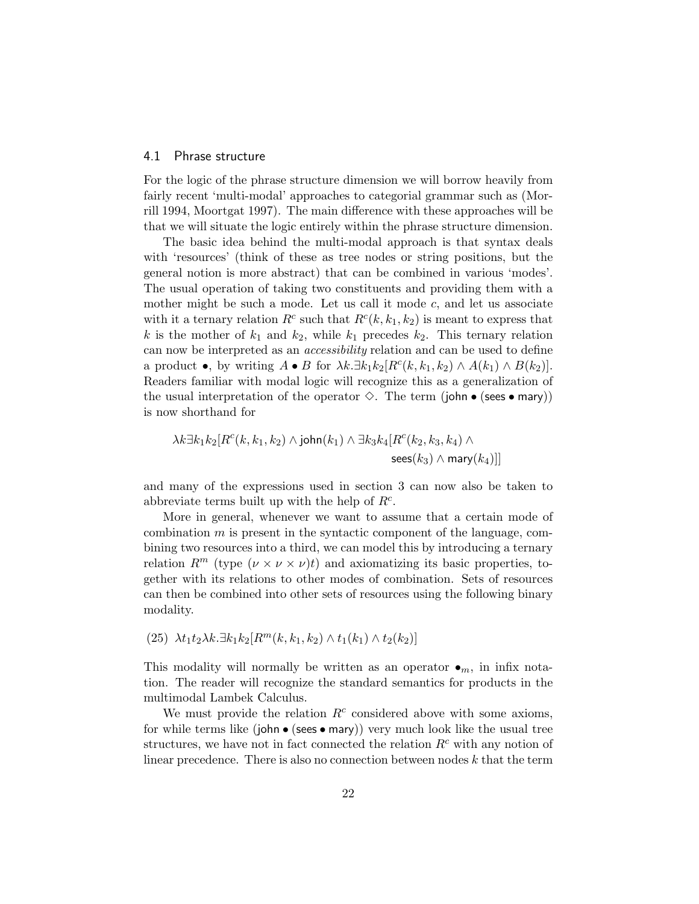### 4.1 Phrase structure

For the logic of the phrase structure dimension we will borrow heavily from fairly recent 'multi-modal' approaches to categorial grammar such as (Morrill 1994, Moortgat 1997). The main difference with these approaches will be that we will situate the logic entirely within the phrase structure dimension.

The basic idea behind the multi-modal approach is that syntax deals with 'resources' (think of these as tree nodes or string positions, but the general notion is more abstract) that can be combined in various 'modes'. The usual operation of taking two constituents and providing them with a mother might be such a mode. Let us call it mode $c$, and let us associate with it a ternary relation $R^c$ such that $R^c(k, k_1, k_2)$ is meant to express that $k$ is the mother of $k_1$ and $k_2$, while $k_1$ precedes $k_2$. This ternary relation can now be interpreted as an *accessibility* relation and can be used to define a product $\bullet$, by writing $A \bullet B$ for $\lambda k.\exists k_1 k_2[R^c(k, k_1, k_2) \wedge A(k_1) \wedge B(k_2)]$. Readers familiar with modal logic will recognize this as a generalization of the usual interpretation of the operator $\Diamond$. The term $(\mathsf{john} \bullet (\mathsf{sees} \bullet \mathsf{mary}))$ is now shorthand for

$$\lambda k \exists k_1 k_2[R^c(k, k_1, k_2) \wedge \mathsf{john}(k_1) \wedge \exists k_3 k_4[R^c(k_2, k_3, k_4) \wedge \mathsf{sees}(k_3) \wedge \mathsf{mary}(k_4)]]$$

and many of the expressions used in section 3 can now also be taken to abbreviate terms built up with the help of $R^c$.

More in general, whenever we want to assume that a certain mode of combination $m$ is present in the syntactic component of the language, combining two resources into a third, we can model this by introducing a ternary relation $R^m$ (type $(\nu \times \nu \times \nu)t$) and axiomatizing its basic properties, together with its relations to other modes of combination. Sets of resources can then be combined into other sets of resources using the following binary modality.

(25) $\lambda t_1 t_2 \lambda k.\exists k_1 k_2[R^m(k, k_1, k_2) \wedge t_1(k_1) \wedge t_2(k_2)]$

This modality will normally be written as an operator $\bullet_m$, in infix notation. The reader will recognize the standard semantics for products in the multimodal Lambek Calculus.

We must provide the relation $R^c$ considered above with some axioms, for while terms like $(\mathsf{john} \bullet (\mathsf{sees} \bullet \mathsf{mary}))$ very much look like the usual tree structures, we have not in fact connected the relation $R^c$ with any notion of linear precedence. There is also no connection between nodes $k$ that the term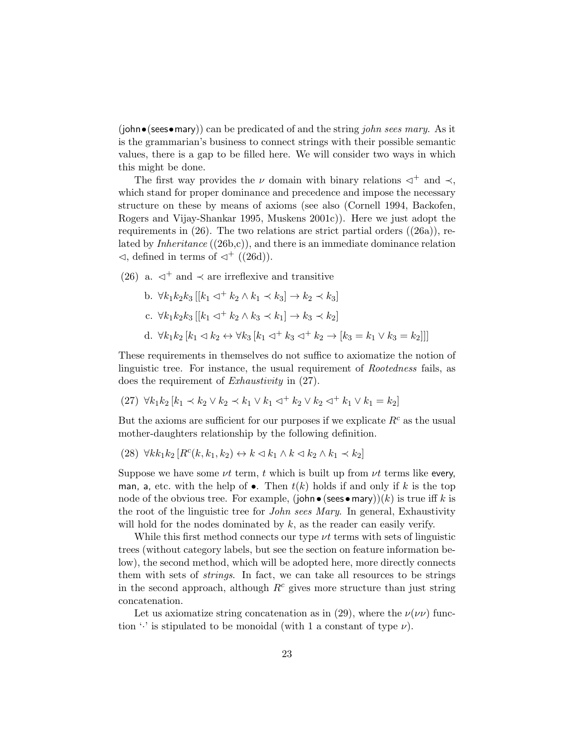(john $\bullet$ (sees $\bullet$ mary)) can be predicated of and the string *john sees mary*. As it is the grammarian's business to connect strings with their possible semantic values, there is a gap to be filled here. We will consider two ways in which this might be done.

The first way provides the $\nu$ domain with binary relations $\lhd^+$ and $\prec$, which stand for proper dominance and precedence and impose the necessary structure on these by means of axioms (see also (Cornell 1994, Backofen, Rogers and Vijay-Shankar 1995, Muskens 2001c)). Here we just adopt the requirements in (26). The two relations are strict partial orders ((26a)), related by *Inheritance* ((26b,c)), and there is an immediate dominance relation $\lhd$, defined in terms of $\lhd^+$ ((26d)).

(26) a. $\lhd^+$ and $\prec$ are irreflexive and transitive

b. $\forall k_1 k_2 k_3 \, [[k_1 \lhd^+ k_2 \wedge k_1 \prec k_3] \rightarrow k_2 \prec k_3]$

c. $\forall k_1 k_2 k_3 \, [[k_1 \lhd^+ k_2 \wedge k_3 \prec k_1] \rightarrow k_3 \prec k_2]$

d. $\forall k_1 k_2 \, [k_1 \lhd k_2 \leftrightarrow \forall k_3 \, [k_1 \lhd^+ k_3 \lhd^+ k_2 \rightarrow [k_3 = k_1 \vee k_3 = k_2]]]$

These requirements in themselves do not suffice to axiomatize the notion of linguistic tree. For instance, the usual requirement of *Rootedness* fails, as does the requirement of *Exhaustivity* in (27).

(27) $\forall k_1 k_2 \, [k_1 \prec k_2 \vee k_2 \prec k_1 \vee k_1 \lhd^+ k_2 \vee k_2 \lhd^+ k_1 \vee k_1 = k_2]$

But the axioms are sufficient for our purposes if we explicate $R^c$ as the usual mother-daughters relationship by the following definition.

(28) $\forall k k_1 k_2 \, [R^c(k, k_1, k_2) \leftrightarrow k \lhd k_1 \wedge k \lhd k_2 \wedge k_1 \prec k_2]$

Suppose we have some $\nu t$ term, $t$ which is built up from $\nu t$ terms like every, man, a, etc. with the help of $\bullet$. Then $t(k)$ holds if and only if $k$ is the top node of the obvious tree. For example, (john $\bullet$ (sees $\bullet$ mary))$(k)$ is true iff $k$ is the root of the linguistic tree for *John sees Mary*. In general, Exhaustivity will hold for the nodes dominated by $k$, as the reader can easily verify.

While this first method connects our type $\nu t$ terms with sets of linguistic trees (without category labels, but see the section on feature information below), the second method, which will be adopted here, more directly connects them with sets of *strings*. In fact, we can take all resources to be strings in the second approach, although $R^c$ gives more structure than just string concatenation.

Let us axiomatize string concatenation as in (29), where the $\nu(\nu\nu)$ function '$\cdot$' is stipulated to be monoidal (with 1 a constant of type $\nu$).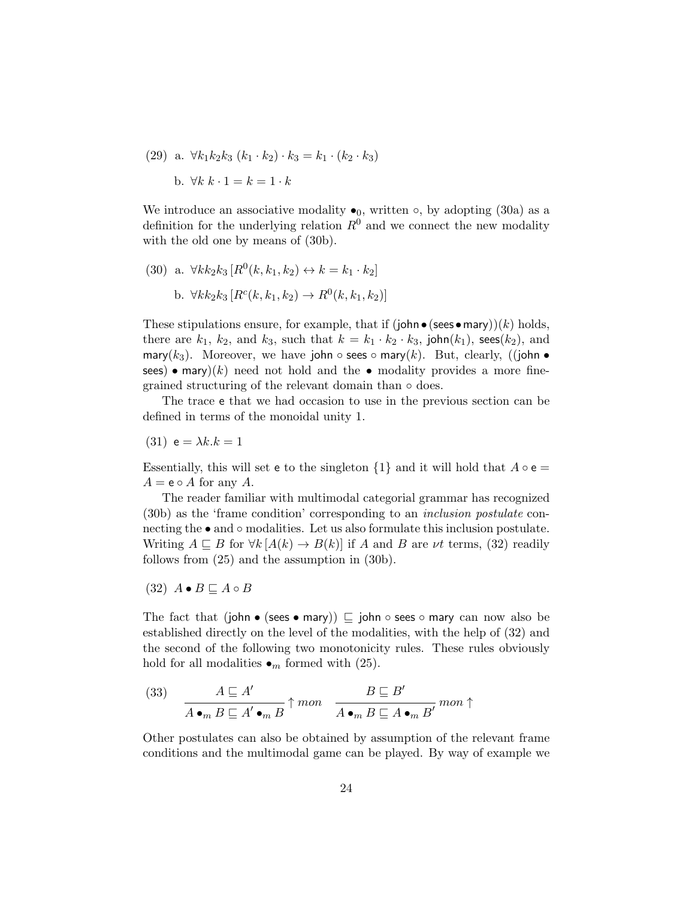(29) a. $\forall k_1 k_2 k_3 \, (k_1 \cdot k_2) \cdot k_3 = k_1 \cdot (k_2 \cdot k_3)$

b. $\forall k \; k \cdot 1 = k = 1 \cdot k$

We introduce an associative modality $\bullet_0$, written $\circ$, by adopting (30a) as a definition for the underlying relation $R^0$ and we connect the new modality with the old one by means of (30b).

(30) a. $\forall k k_2 k_3 \, [R^0(k, k_1, k_2) \leftrightarrow k = k_1 \cdot k_2]$

b. $\forall k k_2 k_3 \, [R^c(k, k_1, k_2) \rightarrow R^0(k, k_1, k_2)]$

These stipulations ensure, for example, that if $(\mathsf{john} \bullet (\mathsf{sees} \bullet \mathsf{mary}))(k)$ holds, there are $k_1$, $k_2$, and $k_3$, such that $k = k_1 \cdot k_2 \cdot k_3$, $\mathsf{john}(k_1)$, $\mathsf{sees}(k_2)$, and $\mathsf{mary}(k_3)$. Moreover, we have $\mathsf{john} \circ \mathsf{sees} \circ \mathsf{mary}(k)$. But, clearly, $((\mathsf{john} \bullet \mathsf{sees}) \bullet \mathsf{mary})(k)$ need not hold and the $\bullet$ modality provides a more fine-grained structuring of the relevant domain than $\circ$ does.

The trace $\mathsf{e}$ that we had occasion to use in the previous section can be defined in terms of the monoidal unity 1.

(31) $\mathsf{e} = \lambda k.k = 1$

Essentially, this will set $\mathsf{e}$ to the singleton $\{1\}$ and it will hold that $A \circ \mathsf{e} = A = \mathsf{e} \circ A$ for any $A$.

The reader familiar with multimodal categorial grammar has recognized (30b) as the 'frame condition' corresponding to an *inclusion postulate* connecting the $\bullet$ and $\circ$ modalities. Let us also formulate this inclusion postulate. Writing $A \sqsubseteq B$ for $\forall k \, [A(k) \rightarrow B(k)]$ if $A$ and $B$ are $\nu t$ terms, (32) readily follows from (25) and the assumption in (30b).

(32) $A \bullet B \sqsubseteq A \circ B$

The fact that $(\mathsf{john} \bullet (\mathsf{sees} \bullet \mathsf{mary})) \sqsubseteq \mathsf{john} \circ \mathsf{sees} \circ \mathsf{mary}$ can now also be established directly on the level of the modalities, with the help of (32) and the second of the following two monotonicity rules. These rules obviously hold for all modalities $\bullet_m$ formed with (25).

(33) $$\frac{A \sqsubseteq A'}{A \bullet_m B \sqsubseteq A' \bullet_m B} \uparrow mon \qquad \frac{B \sqsubseteq B'}{A \bullet_m B \sqsubseteq A \bullet_m B'} \, mon \uparrow$$

Other postulates can also be obtained by assumption of the relevant frame conditions and the multimodal game can be played. By way of example we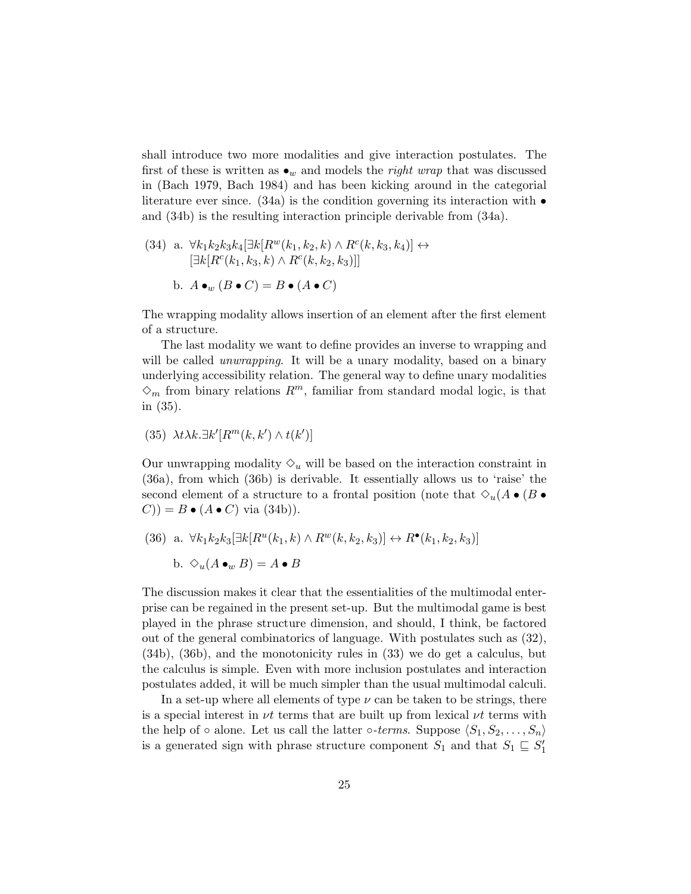shall introduce two more modalities and give interaction postulates. The first of these is written as $\bullet_w$ and models the *right wrap* that was discussed in (Bach 1979, Bach 1984) and has been kicking around in the categorial literature ever since. (34a) is the condition governing its interaction with $\bullet$ and (34b) is the resulting interaction principle derivable from (34a).

(34) a. $\forall k_1 k_2 k_3 k_4 [\exists k [R^w(k_1, k_2, k) \wedge R^c(k, k_3, k_4)] \leftrightarrow [\exists k [R^c(k_1, k_3, k) \wedge R^c(k, k_2, k_3)]]$

b. $A \bullet_w (B \bullet C) = B \bullet (A \bullet C)$

The wrapping modality allows insertion of an element after the first element of a structure.

The last modality we want to define provides an inverse to wrapping and will be called *unwrapping*. It will be a unary modality, based on a binary underlying accessibility relation. The general way to define unary modalities $\diamond_m$ from binary relations $R^m$, familiar from standard modal logic, is that in (35).

(35) $\lambda t \lambda k. \exists k' [R^m(k, k') \wedge t(k')]$

Our unwrapping modality $\diamond_u$ will be based on the interaction constraint in (36a), from which (36b) is derivable. It essentially allows us to 'raise' the second element of a structure to a frontal position (note that $\diamond_u(A \bullet (B \bullet C)) = B \bullet (A \bullet C)$ via (34b)).

(36) a. $\forall k_1 k_2 k_3 [\exists k [R^u(k_1, k) \wedge R^w(k, k_2, k_3)] \leftrightarrow R^{\bullet}(k_1, k_2, k_3)]$

b. $\diamond_u(A \bullet_w B) = A \bullet B$

The discussion makes it clear that the essentialities of the multimodal enterprise can be regained in the present set-up. But the multimodal game is best played in the phrase structure dimension, and should, I think, be factored out of the general combinatorics of language. With postulates such as (32), (34b), (36b), and the monotonicity rules in (33) we do get a calculus, but the calculus is simple. Even with more inclusion postulates and interaction postulates added, it will be much simpler than the usual multimodal calculi.

In a set-up where all elements of type $\nu$ can be taken to be strings, there is a special interest in $\nu t$ terms that are built up from lexical $\nu t$ terms with the help of $\circ$ alone. Let us call the latter $\circ$-*terms*. Suppose $\langle S_1, S_2, \ldots, S_n \rangle$ is a generated sign with phrase structure component $S_1$ and that $S_1 \sqsubseteq S_1'$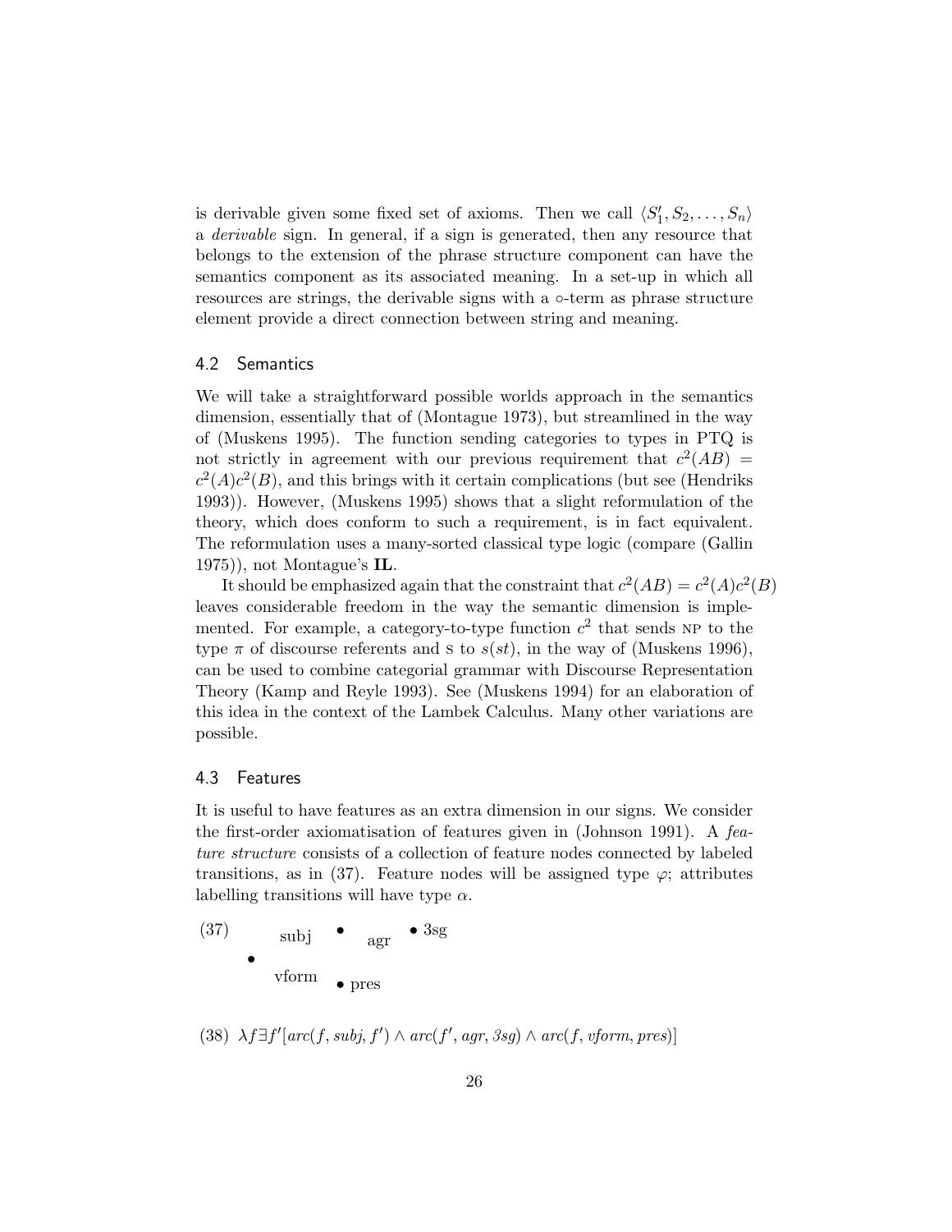is derivable given some fixed set of axioms. Then we call $\langle S_1', S_2, \ldots, S_n \rangle$ a *derivable* sign. In general, if a sign is generated, then any resource that belongs to the extension of the phrase structure component can have the semantics component as its associated meaning. In a set-up in which all resources are strings, the derivable signs with a $\circ$-term as phrase structure element provide a direct connection between string and meaning.

## 4.2 Semantics

We will take a straightforward possible worlds approach in the semantics dimension, essentially that of (Montague 1973), but streamlined in the way of (Muskens 1995). The function sending categories to types in PTQ is not strictly in agreement with our previous requirement that $c^2(AB) = c^2(A)c^2(B)$, and this brings with it certain complications (but see (Hendriks 1993)). However, (Muskens 1995) shows that a slight reformulation of the theory, which does conform to such a requirement, is in fact equivalent. The reformulation uses a many-sorted classical type logic (compare (Gallin 1975)), not Montague's **IL**.

It should be emphasized again that the constraint that $c^2(AB) = c^2(A)c^2(B)$ leaves considerable freedom in the way the semantic dimension is implemented. For example, a category-to-type function $c^2$ that sends NP to the type $\pi$ of discourse referents and S to $s(st)$, in the way of (Muskens 1996), can be used to combine categorial grammar with Discourse Representation Theory (Kamp and Reyle 1993). See (Muskens 1994) for an elaboration of this idea in the context of the Lambek Calculus. Many other variations are possible.

## 4.3 Features

It is useful to have features as an extra dimension in our signs. We consider the first-order axiomatisation of features given in (Johnson 1991). A *feature structure* consists of a collection of feature nodes connected by labeled transitions, as in (37). Feature nodes will be assigned type $\varphi$; attributes labelling transitions will have type $\alpha$.

(37)
```
        subj  •   agr   • 3sg
   •
        vform   • pres
```

(38) $\lambda f \exists f' [arc(f, subj, f') \wedge arc(f', agr, 3sg) \wedge arc(f, vform, pres)]$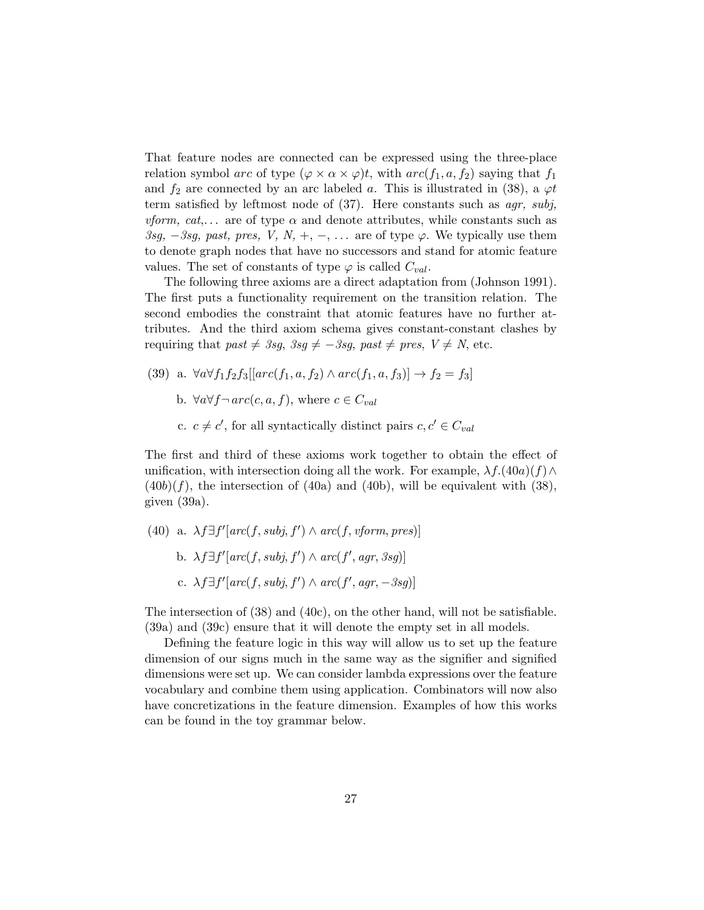That feature nodes are connected can be expressed using the three-place relation symbol *arc* of type $(\varphi \times \alpha \times \varphi)t$, with $arc(f_1, a, f_2)$ saying that $f_1$ and $f_2$ are connected by an arc labeled $a$. This is illustrated in (38), a $\varphi t$ term satisfied by leftmost node of (37). Here constants such as *agr, subj, vform, cat,*... are of type $\alpha$ and denote attributes, while constants such as *3sg*, *−3sg*, *past*, *pres*, *V*, *N*, +, −, ... are of type $\varphi$. We typically use them to denote graph nodes that have no successors and stand for atomic feature values. The set of constants of type $\varphi$ is called $C_{val}$.

The following three axioms are a direct adaptation from (Johnson 1991). The first puts a functionality requirement on the transition relation. The second embodies the constraint that atomic features have no further attributes. And the third axiom schema gives constant-constant clashes by requiring that $past \neq 3sg$, $3sg \neq -3sg$, $past \neq pres$, $V \neq N$, etc.

(39) a. $\forall a \forall f_1 f_2 f_3[[arc(f_1, a, f_2) \wedge arc(f_1, a, f_3)] \rightarrow f_2 = f_3]$

b. $\forall a \forall f \neg\, arc(c, a, f)$, where $c \in C_{val}$

c. $c \neq c'$, for all syntactically distinct pairs $c, c' \in C_{val}$

The first and third of these axioms work together to obtain the effect of unification, with intersection doing all the work. For example, $\lambda f.(40a)(f) \wedge (40b)(f)$, the intersection of (40a) and (40b), will be equivalent with (38), given (39a).

(40) a. $\lambda f \exists f'[arc(f, subj, f') \wedge arc(f, vform, pres)]$

b. $\lambda f \exists f'[arc(f, subj, f') \wedge arc(f', agr, 3sg)]$

c. $\lambda f \exists f'[arc(f, subj, f') \wedge arc(f', agr, -3sg)]$

The intersection of (38) and (40c), on the other hand, will not be satisfiable. (39a) and (39c) ensure that it will denote the empty set in all models.

Defining the feature logic in this way will allow us to set up the feature dimension of our signs much in the same way as the signifier and signified dimensions were set up. We can consider lambda expressions over the feature vocabulary and combine them using application. Combinators will now also have concretizations in the feature dimension. Examples of how this works can be found in the toy grammar below.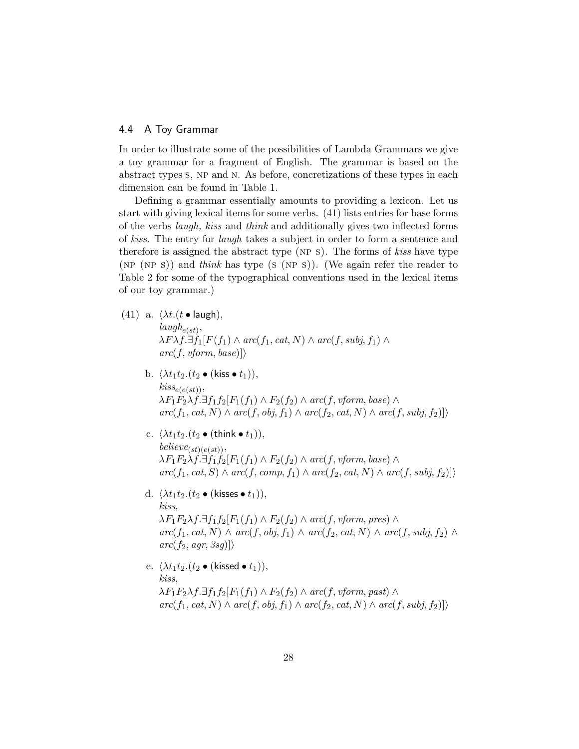### 4.4 A Toy Grammar

In order to illustrate some of the possibilities of Lambda Grammars we give a toy grammar for a fragment of English. The grammar is based on the abstract types S, NP and N. As before, concretizations of these types in each dimension can be found in Table 1.

Defining a grammar essentially amounts to providing a lexicon. Let us start with giving lexical items for some verbs. (41) lists entries for base forms of the verbs *laugh, kiss* and *think* and additionally gives two inflected forms of *kiss*. The entry for *laugh* takes a subject in order to form a sentence and therefore is assigned the abstract type (NP S). The forms of *kiss* have type (NP (NP S)) and *think* has type (S (NP S)). (We again refer the reader to Table 2 for some of the typographical conventions used in the lexical items of our toy grammar.)

(41) a. $\langle \lambda t.(t \bullet \mathsf{laugh}),$
$laugh_{e(st)},$
$\lambda F \lambda f.\exists f_1[F(f_1) \wedge arc(f_1, cat, N) \wedge arc(f, subj, f_1) \wedge arc(f, vform, base)]\rangle$

b. $\langle \lambda t_1 t_2.(t_2 \bullet (\mathsf{kiss} \bullet t_1)),$
$kiss_{e(e(st))},$
$\lambda F_1 F_2 \lambda f.\exists f_1 f_2[F_1(f_1) \wedge F_2(f_2) \wedge arc(f, vform, base) \wedge arc(f_1, cat, N) \wedge arc(f, obj, f_1) \wedge arc(f_2, cat, N) \wedge arc(f, subj, f_2)]\rangle$

c. $\langle \lambda t_1 t_2.(t_2 \bullet (\mathsf{think} \bullet t_1)),$
$believe_{(st)(e(st))},$
$\lambda F_1 F_2 \lambda f.\exists f_1 f_2[F_1(f_1) \wedge F_2(f_2) \wedge arc(f, vform, base) \wedge arc(f_1, cat, S) \wedge arc(f, comp, f_1) \wedge arc(f_2, cat, N) \wedge arc(f, subj, f_2)]\rangle$

d. $\langle \lambda t_1 t_2.(t_2 \bullet (\mathsf{kisses} \bullet t_1)),$
$kiss,$
$\lambda F_1 F_2 \lambda f.\exists f_1 f_2[F_1(f_1) \wedge F_2(f_2) \wedge arc(f, vform, pres) \wedge arc(f_1, cat, N) \wedge arc(f, obj, f_1) \wedge arc(f_2, cat, N) \wedge arc(f, subj, f_2) \wedge arc(f_2, agr, 3sg)]\rangle$

e. $\langle \lambda t_1 t_2.(t_2 \bullet (\mathsf{kissed} \bullet t_1)),$
$kiss,$
$\lambda F_1 F_2 \lambda f.\exists f_1 f_2[F_1(f_1) \wedge F_2(f_2) \wedge arc(f, vform, past) \wedge arc(f_1, cat, N) \wedge arc(f, obj, f_1) \wedge arc(f_2, cat, N) \wedge arc(f, subj, f_2)]\rangle$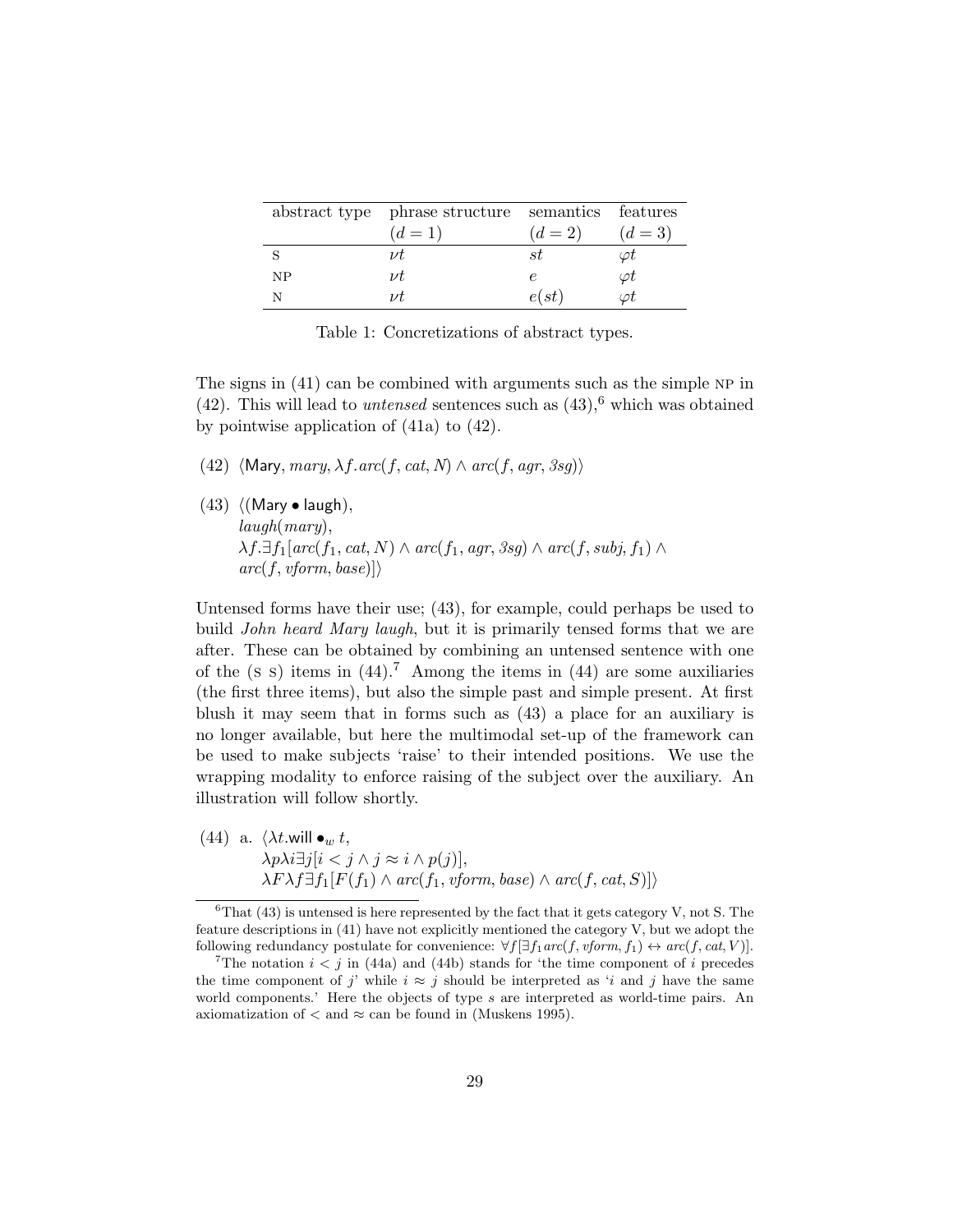| abstract type | phrase structure ($d = 1$) | semantics ($d = 2$) | features ($d = 3$) |
|---|---|---|---|
| S | $\nu t$ | $st$ | $\varphi t$ |
| NP | $\nu t$ | $e$ | $\varphi t$ |
| N | $\nu t$ | $e(st)$ | $\varphi t$ |

Table 1: Concretizations of abstract types.

The signs in (41) can be combined with arguments such as the simple NP in (42). This will lead to *untensed* sentences such as (43),[6] which was obtained by pointwise application of (41a) to (42).

(42) $\langle \mathsf{Mary}, mary, \lambda f.arc(f, cat, N) \wedge arc(f, agr, 3sg)\rangle$

(43) $\langle(\mathsf{Mary} \bullet \mathsf{laugh}),$
$laugh(mary),$
$\lambda f.\exists f_1[arc(f_1, cat, N) \wedge arc(f_1, agr, 3sg) \wedge arc(f, subj, f_1) \wedge$
$arc(f, vform, base)]\rangle$

Untensed forms have their use; (43), for example, could perhaps be used to build *John heard Mary laugh*, but it is primarily tensed forms that we are after. These can be obtained by combining an untensed sentence with one of the (S S) items in (44).[7] Among the items in (44) are some auxiliaries (the first three items), but also the simple past and simple present. At first blush it may seem that in forms such as (43) a place for an auxiliary is no longer available, but here the multimodal set-up of the framework can be used to make subjects 'raise' to their intended positions. We use the wrapping modality to enforce raising of the subject over the auxiliary. An illustration will follow shortly.

(44) a. $\langle \lambda t.\mathsf{will} \bullet_w t,$
$\lambda p\lambda i\exists j[i < j \wedge j \approx i \wedge p(j)],$
$\lambda F\lambda f\exists f_1[F(f_1) \wedge arc(f_1, vform, base) \wedge arc(f, cat, S)]\rangle$

[6] That (43) is untensed is here represented by the fact that it gets category V, not S. The feature descriptions in (41) have not explicitly mentioned the category V, but we adopt the following redundancy postulate for convenience: $\forall f[\exists f_1 arc(f, vform, f_1) \leftrightarrow arc(f, cat, V)]$.

[7] The notation $i < j$ in (44a) and (44b) stands for 'the time component of $i$ precedes the time component of $j$' while $i \approx j$ should be interpreted as '$i$ and $j$ have the same world components.' Here the objects of type $s$ are interpreted as world-time pairs. An axiomatization of $<$ and $\approx$ can be found in (Muskens 1995).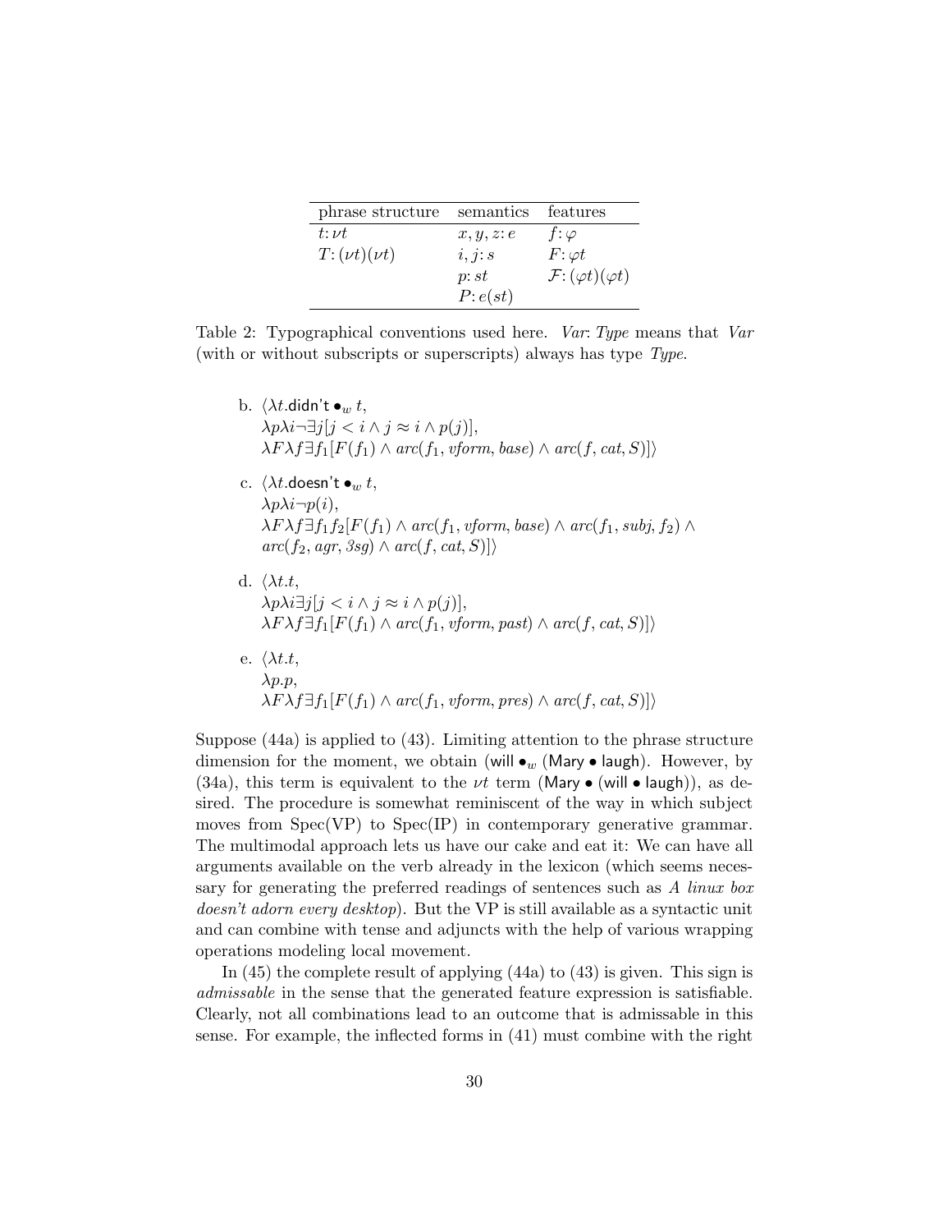| phrase structure | semantics | features |
|---|---|---|
| $t: \nu t$ | $x, y, z: e$ | $f: \varphi$ |
| $T: (\nu t)(\nu t)$ | $i, j: s$ | $F: \varphi t$ |
| | $p: st$ | $\mathcal{F}: (\varphi t)(\varphi t)$ |
| | $P: e(st)$ | |

Table 2: Typographical conventions used here. *Var*: *Type* means that *Var* (with or without subscripts or superscripts) always has type *Type*.

b. $\langle \lambda t.\textsf{didn't} \bullet_w t,$
$\lambda p \lambda i \neg \exists j[j < i \wedge j \approx i \wedge p(j)],$
$\lambda F \lambda f \exists f_1[F(f_1) \wedge \mathit{arc}(f_1, \mathit{vform}, \mathit{base}) \wedge \mathit{arc}(f, \mathit{cat}, S)]\rangle$

c. $\langle \lambda t.\textsf{doesn't} \bullet_w t,$
$\lambda p \lambda i \neg p(i),$
$\lambda F \lambda f \exists f_1 f_2[F(f_1) \wedge \mathit{arc}(f_1, \mathit{vform}, \mathit{base}) \wedge \mathit{arc}(f_1, \mathit{subj}, f_2) \wedge$
$\mathit{arc}(f_2, \mathit{agr}, \mathit{3sg}) \wedge \mathit{arc}(f, \mathit{cat}, S)]\rangle$

d. $\langle \lambda t.t,$
$\lambda p \lambda i \exists j[j < i \wedge j \approx i \wedge p(j)],$
$\lambda F \lambda f \exists f_1[F(f_1) \wedge \mathit{arc}(f_1, \mathit{vform}, \mathit{past}) \wedge \mathit{arc}(f, \mathit{cat}, S)]\rangle$

e. $\langle \lambda t.t,$
$\lambda p.p,$
$\lambda F \lambda f \exists f_1[F(f_1) \wedge \mathit{arc}(f_1, \mathit{vform}, \mathit{pres}) \wedge \mathit{arc}(f, \mathit{cat}, S)]\rangle$

Suppose (44a) is applied to (43). Limiting attention to the phrase structure dimension for the moment, we obtain (will $\bullet_w$ (Mary $\bullet$ laugh). However, by (34a), this term is equivalent to the $\nu t$ term (Mary $\bullet$ (will $\bullet$ laugh)), as desired. The procedure is somewhat reminiscent of the way in which subject moves from Spec(VP) to Spec(IP) in contemporary generative grammar. The multimodal approach lets us have our cake and eat it: We can have all arguments available on the verb already in the lexicon (which seems necessary for generating the preferred readings of sentences such as *A linux box doesn't adorn every desktop*). But the VP is still available as a syntactic unit and can combine with tense and adjuncts with the help of various wrapping operations modeling local movement.

In (45) the complete result of applying (44a) to (43) is given. This sign is *admissable* in the sense that the generated feature expression is satisfiable. Clearly, not all combinations lead to an outcome that is admissable in this sense. For example, the inflected forms in (41) must combine with the right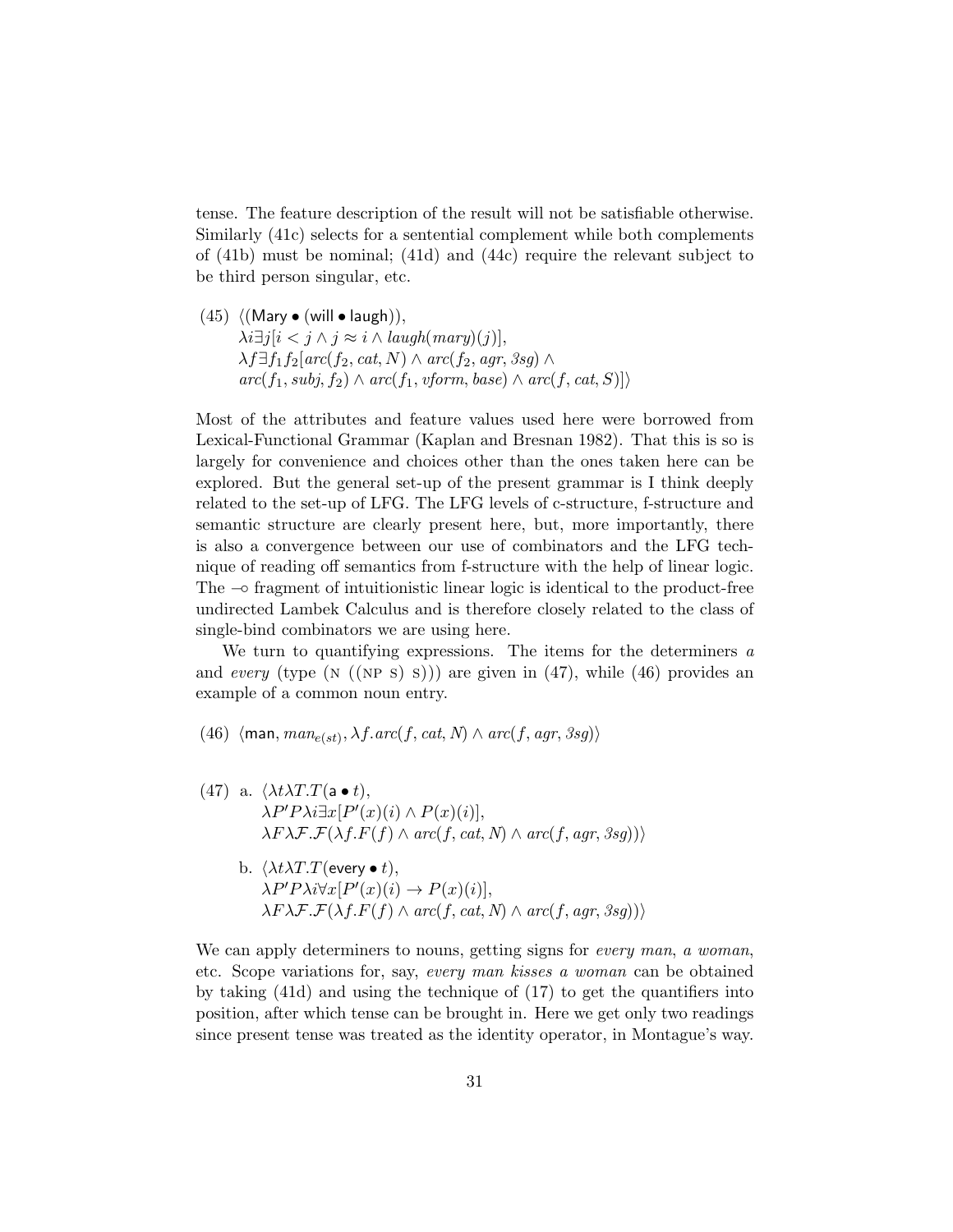tense. The feature description of the result will not be satisfiable otherwise. Similarly (41c) selects for a sentential complement while both complements of (41b) must be nominal; (41d) and (44c) require the relevant subject to be third person singular, etc.

(45) $\langle(\mathsf{Mary} \bullet (\mathsf{will} \bullet \mathsf{laugh})),$
$\lambda i \exists j[i < j \wedge j \approx i \wedge \mathit{laugh}(\mathit{mary})(j)],$
$\lambda f \exists f_1 f_2[\mathit{arc}(f_2, \mathit{cat}, N) \wedge \mathit{arc}(f_2, \mathit{agr}, \mathit{3sg}) \wedge$
$\mathit{arc}(f_1, \mathit{subj}, f_2) \wedge \mathit{arc}(f_1, \mathit{vform}, \mathit{base}) \wedge \mathit{arc}(f, \mathit{cat}, S)]\rangle$

Most of the attributes and feature values used here were borrowed from Lexical-Functional Grammar (Kaplan and Bresnan 1982). That this is so is largely for convenience and choices other than the ones taken here can be explored. But the general set-up of the present grammar is I think deeply related to the set-up of LFG. The LFG levels of c-structure, f-structure and semantic structure are clearly present here, but, more importantly, there is also a convergence between our use of combinators and the LFG technique of reading off semantics from f-structure with the help of linear logic. The $\multimap$ fragment of intuitionistic linear logic is identical to the product-free undirected Lambek Calculus and is therefore closely related to the class of single-bind combinators we are using here.

We turn to quantifying expressions. The items for the determiners *a* and *every* (type (N ((NP S) S))) are given in (47), while (46) provides an example of a common noun entry.

(46) $\langle\mathsf{man}, \mathit{man}_{e(st)}, \lambda f.\mathit{arc}(f, \mathit{cat}, N) \wedge \mathit{arc}(f, \mathit{agr}, \mathit{3sg})\rangle$

(47) a. $\langle\lambda t \lambda T.T(\mathsf{a} \bullet t),$
$\lambda P' P \lambda i \exists x[P'(x)(i) \wedge P(x)(i)],$
$\lambda F \lambda \mathcal{F}.\mathcal{F}(\lambda f.F(f) \wedge \mathit{arc}(f, \mathit{cat}, N) \wedge \mathit{arc}(f, \mathit{agr}, \mathit{3sg}))\rangle$

b. $\langle\lambda t \lambda T.T(\mathsf{every} \bullet t),$
$\lambda P' P \lambda i \forall x[P'(x)(i) \rightarrow P(x)(i)],$
$\lambda F \lambda \mathcal{F}.\mathcal{F}(\lambda f.F(f) \wedge \mathit{arc}(f, \mathit{cat}, N) \wedge \mathit{arc}(f, \mathit{agr}, \mathit{3sg}))\rangle$

We can apply determiners to nouns, getting signs for *every man*, *a woman*, etc. Scope variations for, say, *every man kisses a woman* can be obtained by taking (41d) and using the technique of (17) to get the quantifiers into position, after which tense can be brought in. Here we get only two readings since present tense was treated as the identity operator, in Montague's way.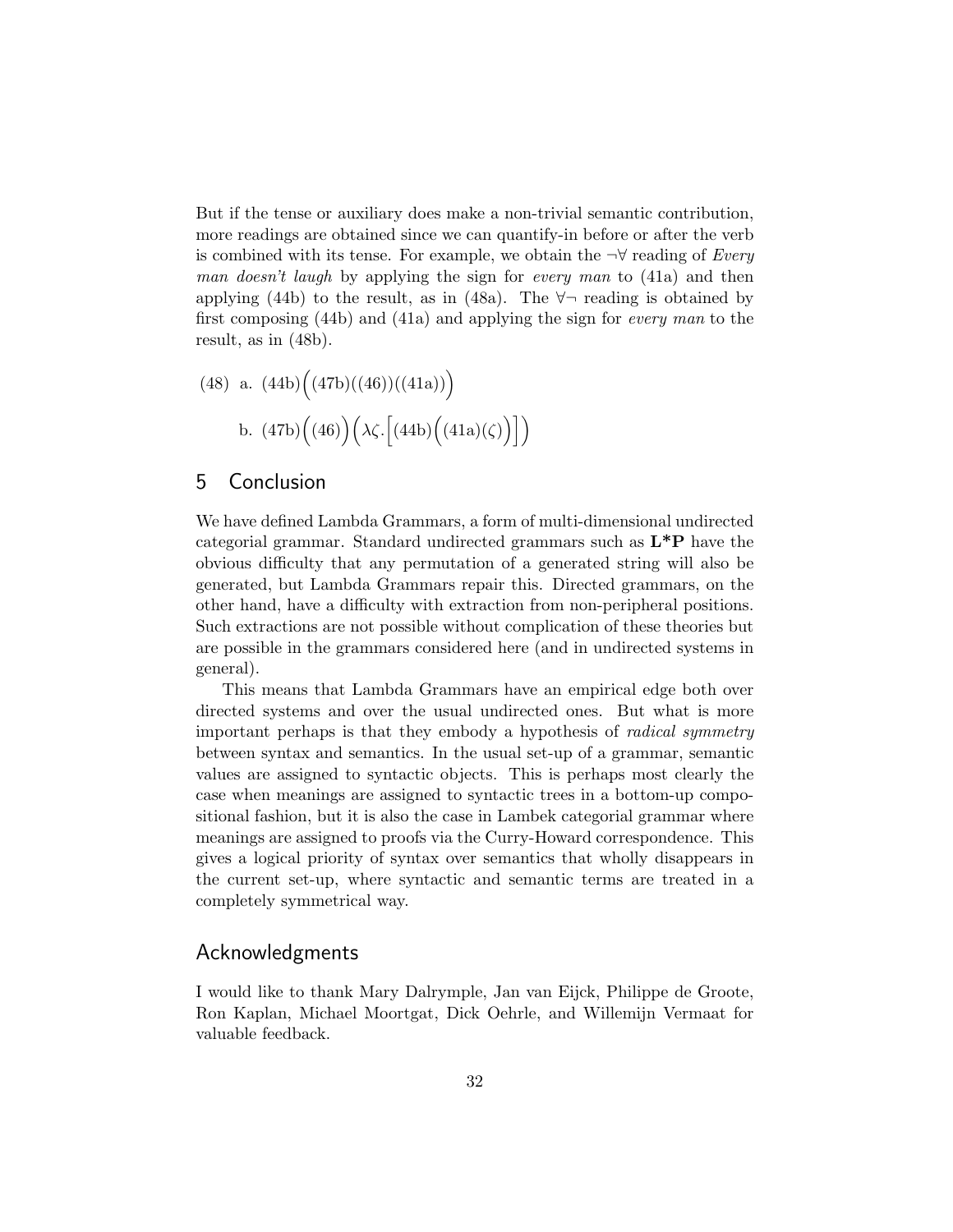But if the tense or auxiliary does make a non-trivial semantic contribution, more readings are obtained since we can quantify-in before or after the verb is combined with its tense. For example, we obtain the $\neg\forall$ reading of *Every man doesn't laugh* by applying the sign for *every man* to (41a) and then applying (44b) to the result, as in (48a). The $\forall\neg$ reading is obtained by first composing (44b) and (41a) and applying the sign for *every man* to the result, as in (48b).

(48) a. $(44\text{b})\Big((47\text{b})((46))((41\text{a}))\Big)$

b. $(47\text{b})\Big((46)\Big)\Big(\lambda\zeta.\Big[(44\text{b})\Big((41\text{a})(\zeta)\Big)\Big]\Big)$

## 5 Conclusion

We have defined Lambda Grammars, a form of multi-dimensional undirected categorial grammar. Standard undirected grammars such as **L*P** have the obvious difficulty that any permutation of a generated string will also be generated, but Lambda Grammars repair this. Directed grammars, on the other hand, have a difficulty with extraction from non-peripheral positions. Such extractions are not possible without complication of these theories but are possible in the grammars considered here (and in undirected systems in general).

This means that Lambda Grammars have an empirical edge both over directed systems and over the usual undirected ones. But what is more important perhaps is that they embody a hypothesis of *radical symmetry* between syntax and semantics. In the usual set-up of a grammar, semantic values are assigned to syntactic objects. This is perhaps most clearly the case when meanings are assigned to syntactic trees in a bottom-up compositional fashion, but it is also the case in Lambek categorial grammar where meanings are assigned to proofs via the Curry-Howard correspondence. This gives a logical priority of syntax over semantics that wholly disappears in the current set-up, where syntactic and semantic terms are treated in a completely symmetrical way.

## Acknowledgments

I would like to thank Mary Dalrymple, Jan van Eijck, Philippe de Groote, Ron Kaplan, Michael Moortgat, Dick Oehrle, and Willemijn Vermaat for valuable feedback.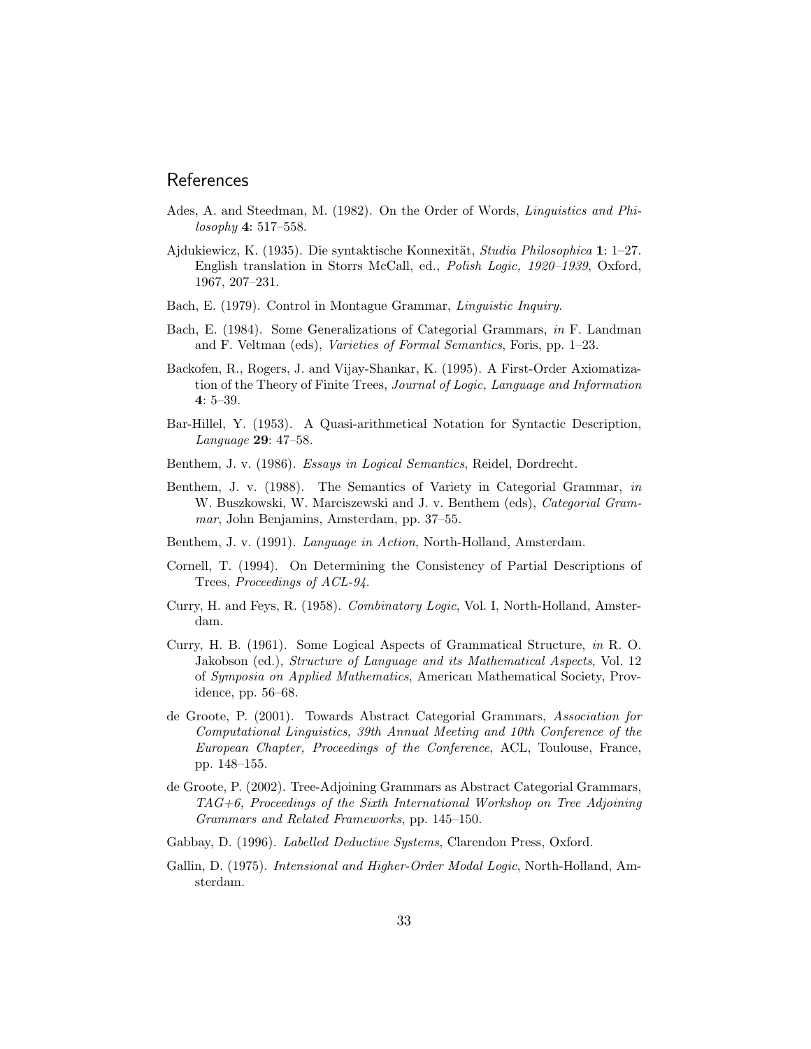## References

Ades, A. and Steedman, M. (1982). On the Order of Words, *Linguistics and Philosophy* **4**: 517–558.

Ajdukiewicz, K. (1935). Die syntaktische Konnexität, *Studia Philosophica* **1**: 1–27. English translation in Storrs McCall, ed., *Polish Logic, 1920–1939*, Oxford, 1967, 207–231.

Bach, E. (1979). Control in Montague Grammar, *Linguistic Inquiry*.

Bach, E. (1984). Some Generalizations of Categorial Grammars, *in* F. Landman and F. Veltman (eds), *Varieties of Formal Semantics*, Foris, pp. 1–23.

Backofen, R., Rogers, J. and Vijay-Shankar, K. (1995). A First-Order Axiomatization of the Theory of Finite Trees, *Journal of Logic, Language and Information* **4**: 5–39.

Bar-Hillel, Y. (1953). A Quasi-arithmetical Notation for Syntactic Description, *Language* **29**: 47–58.

Benthem, J. v. (1986). *Essays in Logical Semantics*, Reidel, Dordrecht.

Benthem, J. v. (1988). The Semantics of Variety in Categorial Grammar, *in* W. Buszkowski, W. Marciszewski and J. v. Benthem (eds), *Categorial Grammar*, John Benjamins, Amsterdam, pp. 37–55.

Benthem, J. v. (1991). *Language in Action*, North-Holland, Amsterdam.

Cornell, T. (1994). On Determining the Consistency of Partial Descriptions of Trees, *Proceedings of ACL-94*.

Curry, H. and Feys, R. (1958). *Combinatory Logic*, Vol. I, North-Holland, Amsterdam.

Curry, H. B. (1961). Some Logical Aspects of Grammatical Structure, *in* R. O. Jakobson (ed.), *Structure of Language and its Mathematical Aspects*, Vol. 12 of *Symposia on Applied Mathematics*, American Mathematical Society, Providence, pp. 56–68.

de Groote, P. (2001). Towards Abstract Categorial Grammars, *Association for Computational Linguistics, 39th Annual Meeting and 10th Conference of the European Chapter, Proceedings of the Conference*, ACL, Toulouse, France, pp. 148–155.

de Groote, P. (2002). Tree-Adjoining Grammars as Abstract Categorial Grammars, *TAG+6, Proceedings of the Sixth International Workshop on Tree Adjoining Grammars and Related Frameworks*, pp. 145–150.

Gabbay, D. (1996). *Labelled Deductive Systems*, Clarendon Press, Oxford.

Gallin, D. (1975). *Intensional and Higher-Order Modal Logic*, North-Holland, Amsterdam.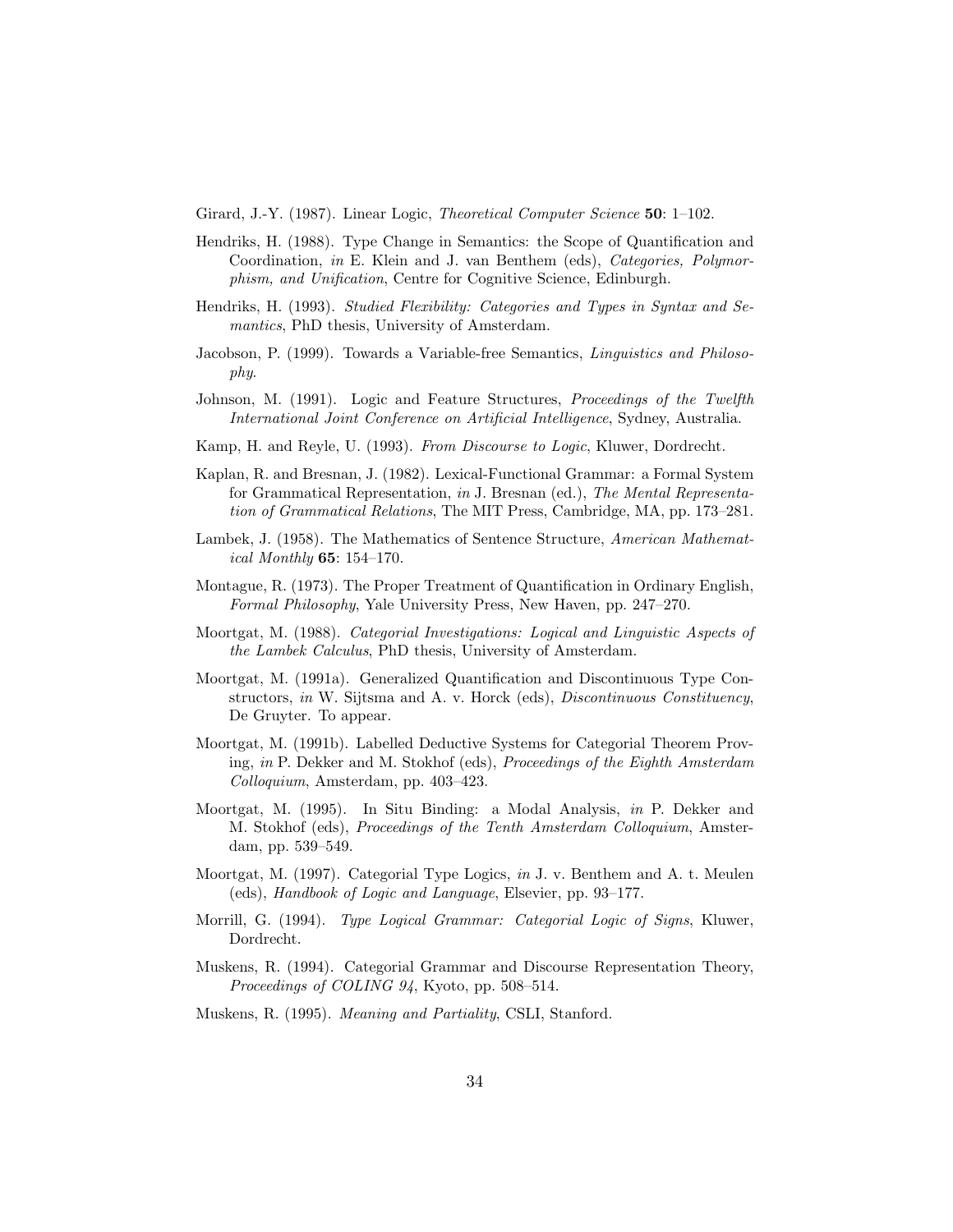Girard, J.-Y. (1987). Linear Logic, *Theoretical Computer Science* **50**: 1–102.

Hendriks, H. (1988). Type Change in Semantics: the Scope of Quantification and Coordination, *in* E. Klein and J. van Benthem (eds), *Categories, Polymorphism, and Unification*, Centre for Cognitive Science, Edinburgh.

Hendriks, H. (1993). *Studied Flexibility: Categories and Types in Syntax and Semantics*, PhD thesis, University of Amsterdam.

Jacobson, P. (1999). Towards a Variable-free Semantics, *Linguistics and Philosophy*.

Johnson, M. (1991). Logic and Feature Structures, *Proceedings of the Twelfth International Joint Conference on Artificial Intelligence*, Sydney, Australia.

Kamp, H. and Reyle, U. (1993). *From Discourse to Logic*, Kluwer, Dordrecht.

Kaplan, R. and Bresnan, J. (1982). Lexical-Functional Grammar: a Formal System for Grammatical Representation, *in* J. Bresnan (ed.), *The Mental Representation of Grammatical Relations*, The MIT Press, Cambridge, MA, pp. 173–281.

Lambek, J. (1958). The Mathematics of Sentence Structure, *American Mathematical Monthly* **65**: 154–170.

Montague, R. (1973). The Proper Treatment of Quantification in Ordinary English, *Formal Philosophy*, Yale University Press, New Haven, pp. 247–270.

Moortgat, M. (1988). *Categorial Investigations: Logical and Linguistic Aspects of the Lambek Calculus*, PhD thesis, University of Amsterdam.

Moortgat, M. (1991a). Generalized Quantification and Discontinuous Type Constructors, *in* W. Sijtsma and A. v. Horck (eds), *Discontinuous Constituency*, De Gruyter. To appear.

Moortgat, M. (1991b). Labelled Deductive Systems for Categorial Theorem Proving, *in* P. Dekker and M. Stokhof (eds), *Proceedings of the Eighth Amsterdam Colloquium*, Amsterdam, pp. 403–423.

Moortgat, M. (1995). In Situ Binding: a Modal Analysis, *in* P. Dekker and M. Stokhof (eds), *Proceedings of the Tenth Amsterdam Colloquium*, Amsterdam, pp. 539–549.

Moortgat, M. (1997). Categorial Type Logics, *in* J. v. Benthem and A. t. Meulen (eds), *Handbook of Logic and Language*, Elsevier, pp. 93–177.

Morrill, G. (1994). *Type Logical Grammar: Categorial Logic of Signs*, Kluwer, Dordrecht.

Muskens, R. (1994). Categorial Grammar and Discourse Representation Theory, *Proceedings of COLING 94*, Kyoto, pp. 508–514.

Muskens, R. (1995). *Meaning and Partiality*, CSLI, Stanford.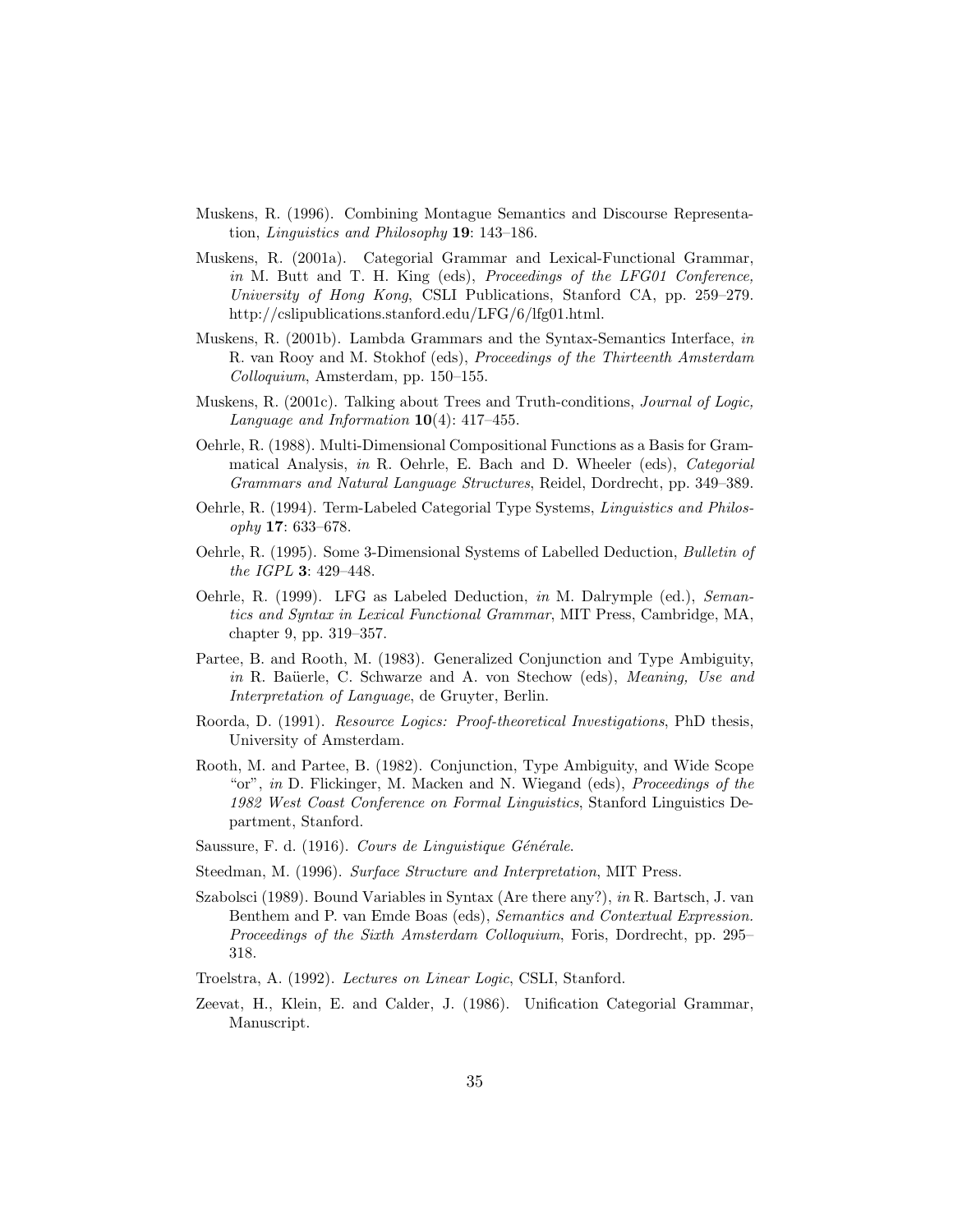Muskens, R. (1996). Combining Montague Semantics and Discourse Representation, *Linguistics and Philosophy* **19**: 143–186.

Muskens, R. (2001a). Categorial Grammar and Lexical-Functional Grammar, *in* M. Butt and T. H. King (eds), *Proceedings of the LFG01 Conference, University of Hong Kong*, CSLI Publications, Stanford CA, pp. 259–279. http://cslipublications.stanford.edu/LFG/6/lfg01.html.

Muskens, R. (2001b). Lambda Grammars and the Syntax-Semantics Interface, *in* R. van Rooy and M. Stokhof (eds), *Proceedings of the Thirteenth Amsterdam Colloquium*, Amsterdam, pp. 150–155.

Muskens, R. (2001c). Talking about Trees and Truth-conditions, *Journal of Logic, Language and Information* **10**(4): 417–455.

Oehrle, R. (1988). Multi-Dimensional Compositional Functions as a Basis for Grammatical Analysis, *in* R. Oehrle, E. Bach and D. Wheeler (eds), *Categorial Grammars and Natural Language Structures*, Reidel, Dordrecht, pp. 349–389.

Oehrle, R. (1994). Term-Labeled Categorial Type Systems, *Linguistics and Philosophy* **17**: 633–678.

Oehrle, R. (1995). Some 3-Dimensional Systems of Labelled Deduction, *Bulletin of the IGPL* **3**: 429–448.

Oehrle, R. (1999). LFG as Labeled Deduction, *in* M. Dalrymple (ed.), *Semantics and Syntax in Lexical Functional Grammar*, MIT Press, Cambridge, MA, chapter 9, pp. 319–357.

Partee, B. and Rooth, M. (1983). Generalized Conjunction and Type Ambiguity, *in* R. Baüerle, C. Schwarze and A. von Stechow (eds), *Meaning, Use and Interpretation of Language*, de Gruyter, Berlin.

Roorda, D. (1991). *Resource Logics: Proof-theoretical Investigations*, PhD thesis, University of Amsterdam.

Rooth, M. and Partee, B. (1982). Conjunction, Type Ambiguity, and Wide Scope "or", *in* D. Flickinger, M. Macken and N. Wiegand (eds), *Proceedings of the 1982 West Coast Conference on Formal Linguistics*, Stanford Linguistics Department, Stanford.

Saussure, F. d. (1916). *Cours de Linguistique Générale*.

Steedman, M. (1996). *Surface Structure and Interpretation*, MIT Press.

Szabolsci (1989). Bound Variables in Syntax (Are there any?), *in* R. Bartsch, J. van Benthem and P. van Emde Boas (eds), *Semantics and Contextual Expression. Proceedings of the Sixth Amsterdam Colloquium*, Foris, Dordrecht, pp. 295–318.

Troelstra, A. (1992). *Lectures on Linear Logic*, CSLI, Stanford.

Zeevat, H., Klein, E. and Calder, J. (1986). Unification Categorial Grammar, Manuscript.